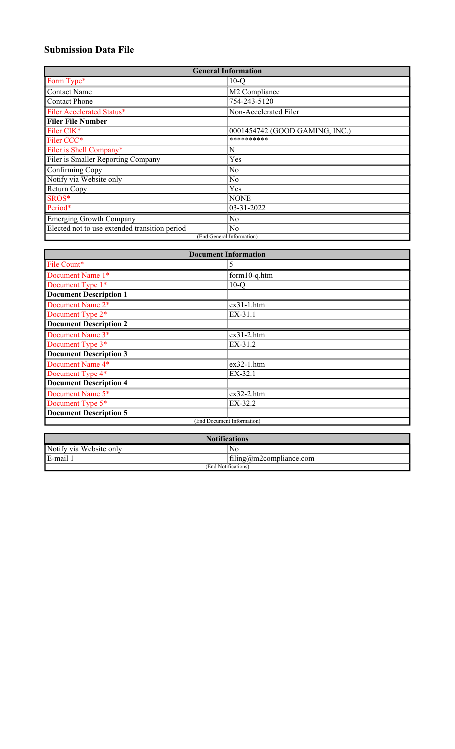# Submission Data File

| General Information | |
|---|---|
| Form Type* | 10-Q |
| Contact Name | M2 Compliance |
| Contact Phone | 754-243-5120 |
| Filer Accelerated Status* | Non-Accelerated Filer |
| **Filer File Number** | |
| Filer CIK* | 0001454742 (GOOD GAMING, INC.) |
| Filer CCC* | ********** |
| Filer is Shell Company* | N |
| Filer is Smaller Reporting Company | Yes |
| Confirming Copy | No |
| Notify via Website only | No |
| Return Copy | Yes |
| SROS* | NONE |
| Period* | 03-31-2022 |
| Emerging Growth Company | No |
| Elected not to use extended transition period | No |
| (End General Information) | |

| Document Information | |
|---|---|
| File Count* | 5 |
| Document Name 1* | form10-q.htm |
| Document Type 1* | 10-Q |
| **Document Description 1** | |
| Document Name 2* | ex31-1.htm |
| Document Type 2* | EX-31.1 |
| **Document Description 2** | |
| Document Name 3* | ex31-2.htm |
| Document Type 3* | EX-31.2 |
| **Document Description 3** | |
| Document Name 4* | ex32-1.htm |
| Document Type 4* | EX-32.1 |
| **Document Description 4** | |
| Document Name 5* | ex32-2.htm |
| Document Type 5* | EX-32.2 |
| **Document Description 5** | |
| (End Document Information) | |

| Notifications | |
|---|---|
| Notify via Website only | No |
| E-mail 1 | filing@m2compliance.com |
| (End Notifications) | |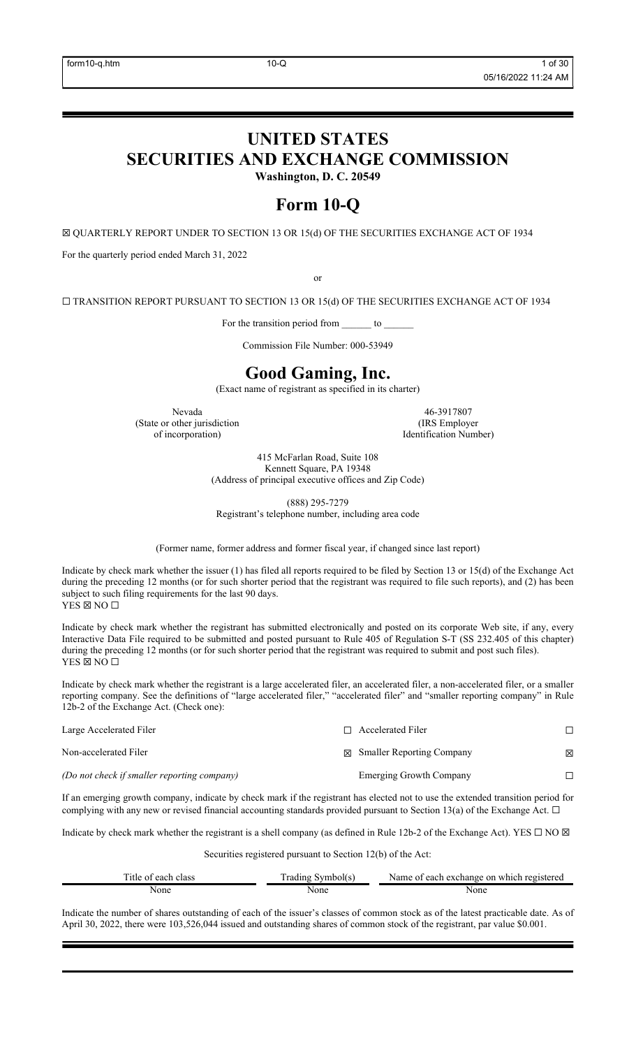# UNITED STATES
# SECURITIES AND EXCHANGE COMMISSION

**Washington, D. C. 20549**

# Form 10-Q

☒ QUARTERLY REPORT UNDER TO SECTION 13 OR 15(d) OF THE SECURITIES EXCHANGE ACT OF 1934

For the quarterly period ended March 31, 2022

or

☐ TRANSITION REPORT PURSUANT TO SECTION 13 OR 15(d) OF THE SECURITIES EXCHANGE ACT OF 1934

For the transition period from ______ to ______

Commission File Number: 000-53949

# Good Gaming, Inc.

(Exact name of registrant as specified in its charter)

| Nevada | 46-3917807 |
|---|---|
| (State or other jurisdiction of incorporation) | (IRS Employer Identification Number) |

415 McFarlan Road, Suite 108
Kennett Square, PA 19348
(Address of principal executive offices and Zip Code)

(888) 295-7279
Registrant's telephone number, including area code

(Former name, former address and former fiscal year, if changed since last report)

Indicate by check mark whether the issuer (1) has filed all reports required to be filed by Section 13 or 15(d) of the Exchange Act during the preceding 12 months (or for such shorter period that the registrant was required to file such reports), and (2) has been subject to such filing requirements for the last 90 days.
YES ☒ NO ☐

Indicate by check mark whether the registrant has submitted electronically and posted on its corporate Web site, if any, every Interactive Data File required to be submitted and posted pursuant to Rule 405 of Regulation S-T (SS 232.405 of this chapter) during the preceding 12 months (or for such shorter period that the registrant was required to submit and post such files).
YES ☒ NO ☐

Indicate by check mark whether the registrant is a large accelerated filer, an accelerated filer, a non-accelerated filer, or a smaller reporting company. See the definitions of "large accelerated filer," "accelerated filer" and "smaller reporting company" in Rule 12b-2 of the Exchange Act. (Check one):

| | | | |
|---|---|---|---|
| Large Accelerated Filer | ☐ | Accelerated Filer | ☐ |
| Non-accelerated Filer | ☒ | Smaller Reporting Company | ☒ |
| *(Do not check if smaller reporting company)* | | Emerging Growth Company | ☐ |

If an emerging growth company, indicate by check mark if the registrant has elected not to use the extended transition period for complying with any new or revised financial accounting standards provided pursuant to Section 13(a) of the Exchange Act. ☐

Indicate by check mark whether the registrant is a shell company (as defined in Rule 12b-2 of the Exchange Act). YES ☐ NO ☒

Securities registered pursuant to Section 12(b) of the Act:

| Title of each class | Trading Symbol(s) | Name of each exchange on which registered |
|---|---|---|
| None | None | None |

Indicate the number of shares outstanding of each of the issuer's classes of common stock as of the latest practicable date. As of April 30, 2022, there were 103,526,044 issued and outstanding shares of common stock of the registrant, par value $0.001.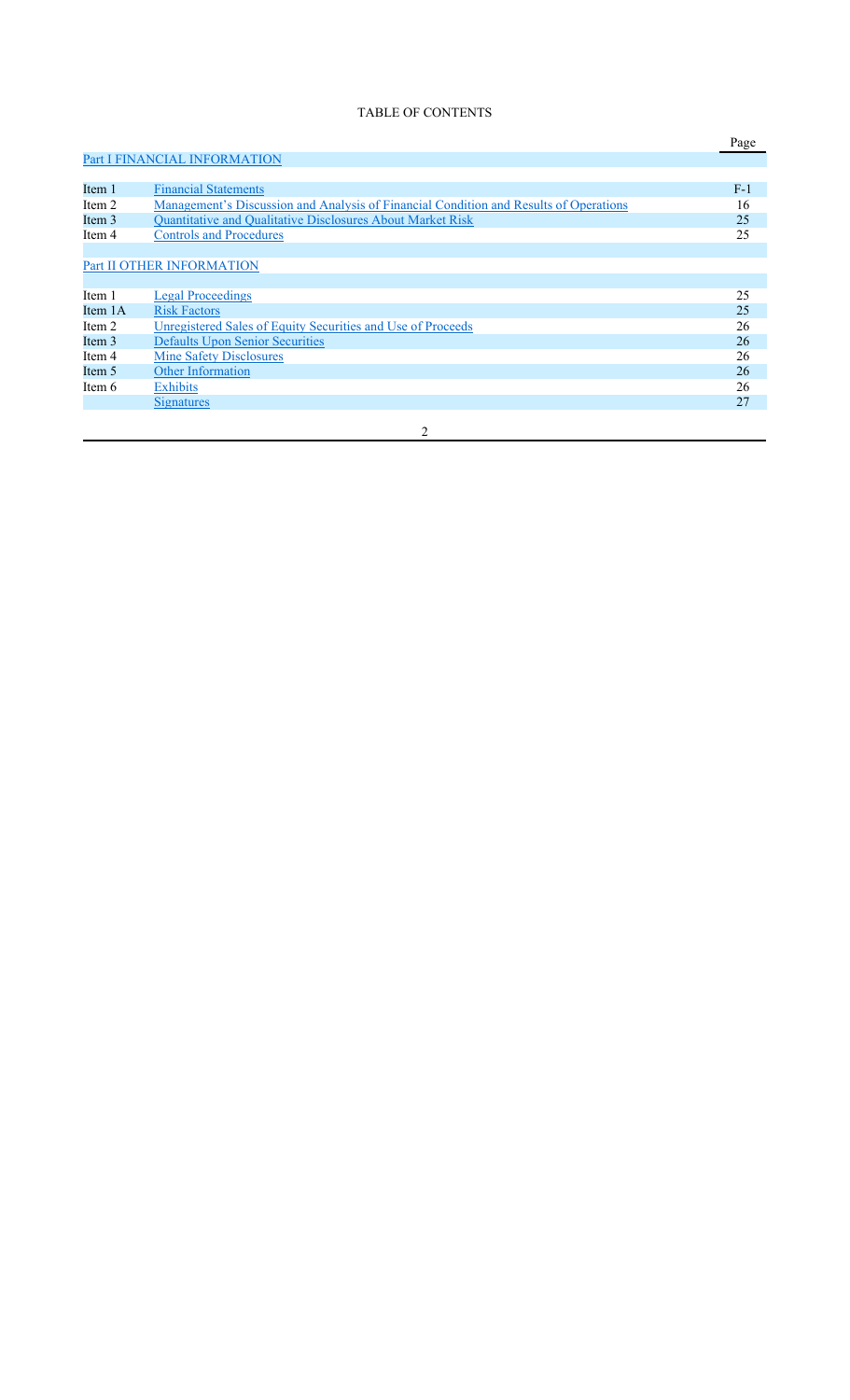TABLE OF CONTENTS

| | | Page |
|---|---|---|
| Part I FINANCIAL INFORMATION | | |
| Item 1 | Financial Statements | F-1 |
| Item 2 | Management's Discussion and Analysis of Financial Condition and Results of Operations | 16 |
| Item 3 | Quantitative and Qualitative Disclosures About Market Risk | 25 |
| Item 4 | Controls and Procedures | 25 |
| Part II OTHER INFORMATION | | |
| Item 1 | Legal Proceedings | 25 |
| Item 1A | Risk Factors | 25 |
| Item 2 | Unregistered Sales of Equity Securities and Use of Proceeds | 26 |
| Item 3 | Defaults Upon Senior Securities | 26 |
| Item 4 | Mine Safety Disclosures | 26 |
| Item 5 | Other Information | 26 |
| Item 6 | Exhibits | 26 |
| | Signatures | 27 |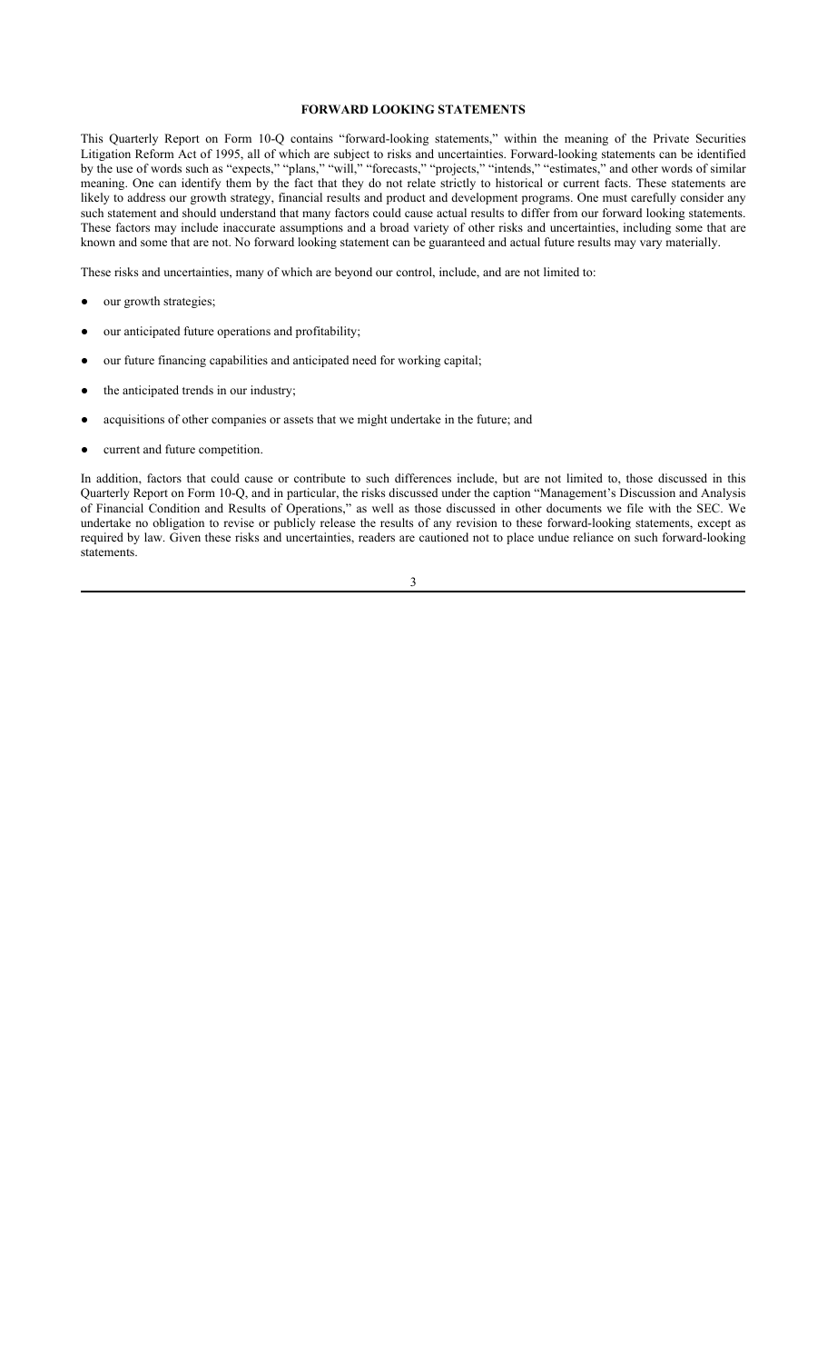## FORWARD LOOKING STATEMENTS

This Quarterly Report on Form 10-Q contains "forward-looking statements," within the meaning of the Private Securities Litigation Reform Act of 1995, all of which are subject to risks and uncertainties. Forward-looking statements can be identified by the use of words such as "expects," "plans," "will," "forecasts," "projects," "intends," "estimates," and other words of similar meaning. One can identify them by the fact that they do not relate strictly to historical or current facts. These statements are likely to address our growth strategy, financial results and product and development programs. One must carefully consider any such statement and should understand that many factors could cause actual results to differ from our forward looking statements. These factors may include inaccurate assumptions and a broad variety of other risks and uncertainties, including some that are known and some that are not. No forward looking statement can be guaranteed and actual future results may vary materially.

These risks and uncertainties, many of which are beyond our control, include, and are not limited to:

- our growth strategies;
- our anticipated future operations and profitability;
- our future financing capabilities and anticipated need for working capital;
- the anticipated trends in our industry;
- acquisitions of other companies or assets that we might undertake in the future; and
- current and future competition.

In addition, factors that could cause or contribute to such differences include, but are not limited to, those discussed in this Quarterly Report on Form 10-Q, and in particular, the risks discussed under the caption "Management's Discussion and Analysis of Financial Condition and Results of Operations," as well as those discussed in other documents we file with the SEC. We undertake no obligation to revise or publicly release the results of any revision to these forward-looking statements, except as required by law. Given these risks and uncertainties, readers are cautioned not to place undue reliance on such forward-looking statements.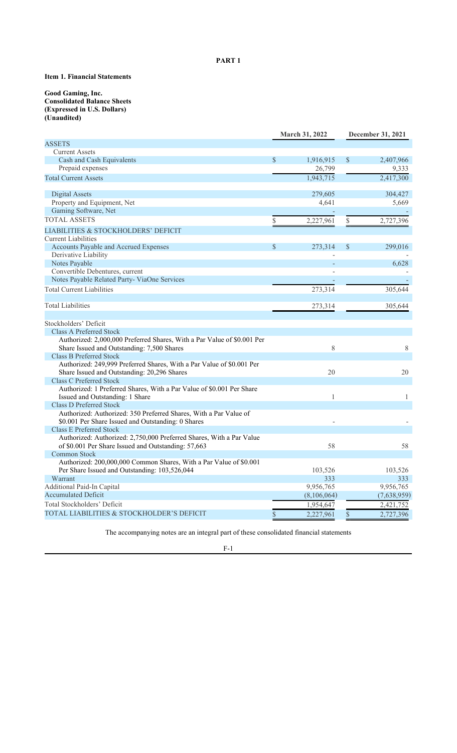# PART 1

## Item 1. Financial Statements

**Good Gaming, Inc.**
**Consolidated Balance Sheets**
**(Expressed in U.S. Dollars)**
**(Unaudited)**

| | March 31, 2022 | December 31, 2021 |
|---|---|---|
| ASSETS | | |
| Current Assets | | |
| Cash and Cash Equivalents | $ 1,916,915 | $ 2,407,966 |
| Prepaid expenses | 26,799 | 9,333 |
| Total Current Assets | 1,943,715 | 2,417,300 |
| | | |
| Digital Assets | 279,605 | 304,427 |
| Property and Equipment, Net | 4,641 | 5,669 |
| Gaming Software, Net | - | - |
| TOTAL ASSETS | $ 2,227,961 | $ 2,727,396 |
| LIABILITIES & STOCKHOLDERS' DEFICIT | | |
| Current Liabilities | | |
| Accounts Payable and Accrued Expenses | $ 273,314 | $ 299,016 |
| Derivative Liability | - | - |
| Notes Payable | - | 6,628 |
| Convertible Debentures, current | - | - |
| Notes Payable Related Party- ViaOne Services | - | - |
| Total Current Liabilities | 273,314 | 305,644 |
| | | |
| Total Liabilities | 273,314 | 305,644 |
| | | |
| Stockholders' Deficit | | |
| Class A Preferred Stock | | |
| Authorized: 2,000,000 Preferred Shares, With a Par Value of $0.001 Per Share Issued and Outstanding: 7,500 Shares | 8 | 8 |
| Class B Preferred Stock | | |
| Authorized: 249,999 Preferred Shares, With a Par Value of $0.001 Per Share Issued and Outstanding: 20,296 Shares | 20 | 20 |
| Class C Preferred Stock | | |
| Authorized: 1 Preferred Shares, With a Par Value of $0.001 Per Share Issued and Outstanding: 1 Share | 1 | 1 |
| Class D Preferred Stock | | |
| Authorized: Authorized: 350 Preferred Shares, With a Par Value of $0.001 Per Share Issued and Outstanding: 0 Shares | - | - |
| Class E Preferred Stock | | |
| Authorized: Authorized: 2,750,000 Preferred Shares, With a Par Value of $0.001 Per Share Issued and Outstanding: 57,663 | 58 | 58 |
| Common Stock | | |
| Authorized: 200,000,000 Common Shares, With a Par Value of $0.001 Per Share Issued and Outstanding: 103,526,044 | 103,526 | 103,526 |
| Warrant | 333 | 333 |
| Additional Paid-In Capital | 9,956,765 | 9,956,765 |
| Accumulated Deficit | (8,106,064) | (7,638,959) |
| Total Stockholders' Deficit | 1,954,647 | 2,421,752 |
| TOTAL LIABILITIES & STOCKHOLDER'S DEFICIT | $ 2,227,961 | $ 2,727,396 |

The accompanying notes are an integral part of these consolidated financial statements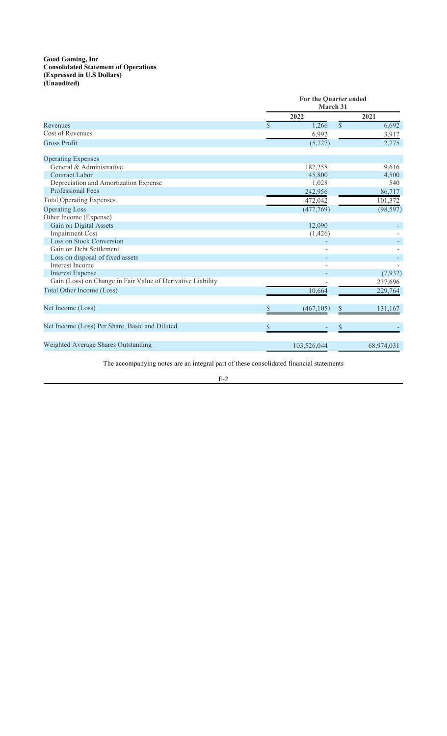**Good Gaming, Inc**
**Consolidated Statement of Operations**
**(Expressed in U.S Dollars)**
**(Unaudited)**

| | For the Quarter ended March 31 | |
|---|---|---|
| | **2022** | **2021** |
| Revenues | $ 1,266 | $ 6,692 |
| Cost of Revenues | 6,992 | 3,917 |
| Gross Profit | (5,727) | 2,775 |
| | | |
| Operating Expenses | | |
| General & Administrative | 182,258 | 9,616 |
| Contract Labor | 45,800 | 4,500 |
| Depreciation and Amortization Expense | 1,028 | 540 |
| Professional Fees | 242,956 | 86,717 |
| Total Operating Expenses | 472,042 | 101,372 |
| Operating Loss | (477,769) | (98,597) |
| Other Income (Expense) | | |
| Gain on Digital Assets | 12,090 | - |
| Impairment Cost | (1,426) | - |
| Loss on Stock Conversion | - | - |
| Gain on Debt Settlement | - | - |
| Loss on disposal of fixed assets | - | - |
| Interest Income | - | - |
| Interest Expense | - | (7,932) |
| Gain (Loss) on Change in Fair Value of Derivative Liability | - | 237,696 |
| Total Other Income (Loss) | 10,664 | 229,764 |
| | | |
| Net Income (Loss) | $ (467,105) | $ 131,167 |
| | | |
| Net Income (Loss) Per Share, Basic and Diluted | $ - | $ - |
| | | |
| Weighted Average Shares Outstanding | 103,526,044 | 68,974,031 |

The accompanying notes are an integral part of these consolidated financial statements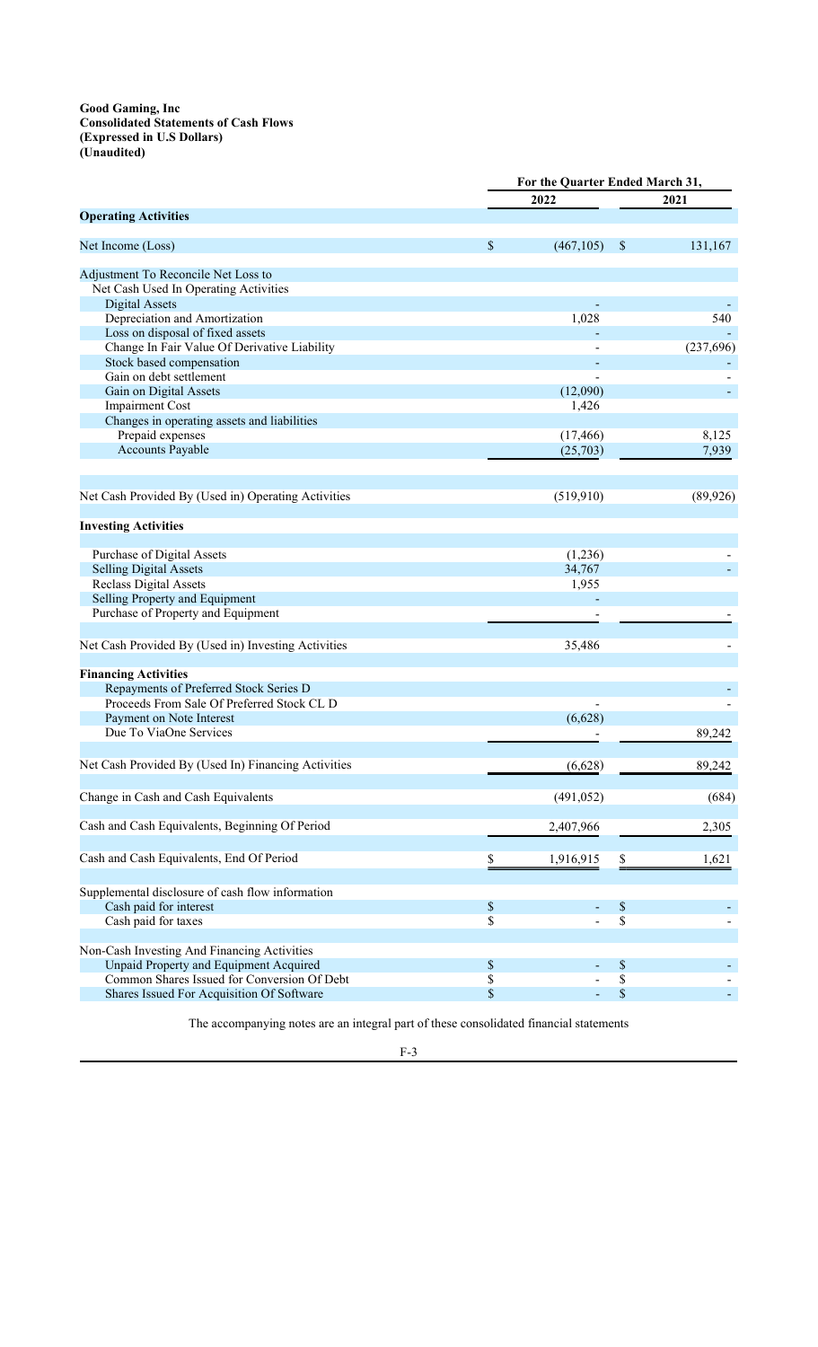**Good Gaming, Inc**
**Consolidated Statements of Cash Flows**
**(Expressed in U.S Dollars)**
**(Unaudited)**

| | For the Quarter Ended March 31, | |
|---|---|---|
| | 2022 | 2021 |
| **Operating Activities** | | |
| Net Income (Loss) | $ (467,105) | $ 131,167 |
| Adjustment To Reconcile Net Loss to Net Cash Used In Operating Activities | | |
| Digital Assets | - | - |
| Depreciation and Amortization | 1,028 | 540 |
| Loss on disposal of fixed assets | - | - |
| Change In Fair Value Of Derivative Liability | - | (237,696) |
| Stock based compensation | - | - |
| Gain on debt settlement | - | - |
| Gain on Digital Assets | (12,090) | - |
| Impairment Cost | 1,426 | |
| Changes in operating assets and liabilities | | |
| Prepaid expenses | (17,466) | 8,125 |
| Accounts Payable | (25,703) | 7,939 |
| Net Cash Provided By (Used in) Operating Activities | (519,910) | (89,926) |
| **Investing Activities** | | |
| Purchase of Digital Assets | (1,236) | - |
| Selling Digital Assets | 34,767 | - |
| Reclass Digital Assets | 1,955 | |
| Selling Property and Equipment | - | |
| Purchase of Property and Equipment | - | - |
| Net Cash Provided By (Used in) Investing Activities | 35,486 | - |
| **Financing Activities** | | |
| Repayments of Preferred Stock Series D | | - |
| Proceeds From Sale Of Preferred Stock CL D | - | - |
| Payment on Note Interest | (6,628) | |
| Due To ViaOne Services | - | 89,242 |
| Net Cash Provided By (Used In) Financing Activities | (6,628) | 89,242 |
| Change in Cash and Cash Equivalents | (491,052) | (684) |
| Cash and Cash Equivalents, Beginning Of Period | 2,407,966 | 2,305 |
| Cash and Cash Equivalents, End Of Period | $ 1,916,915 | $ 1,621 |
| Supplemental disclosure of cash flow information | | |
| Cash paid for interest | $ - | $ - |
| Cash paid for taxes | $ - | $ - |
| Non-Cash Investing And Financing Activities | | |
| Unpaid Property and Equipment Acquired | $ - | $ - |
| Common Shares Issued for Conversion Of Debt | $ - | $ - |
| Shares Issued For Acquisition Of Software | $ - | $ - |

The accompanying notes are an integral part of these consolidated financial statements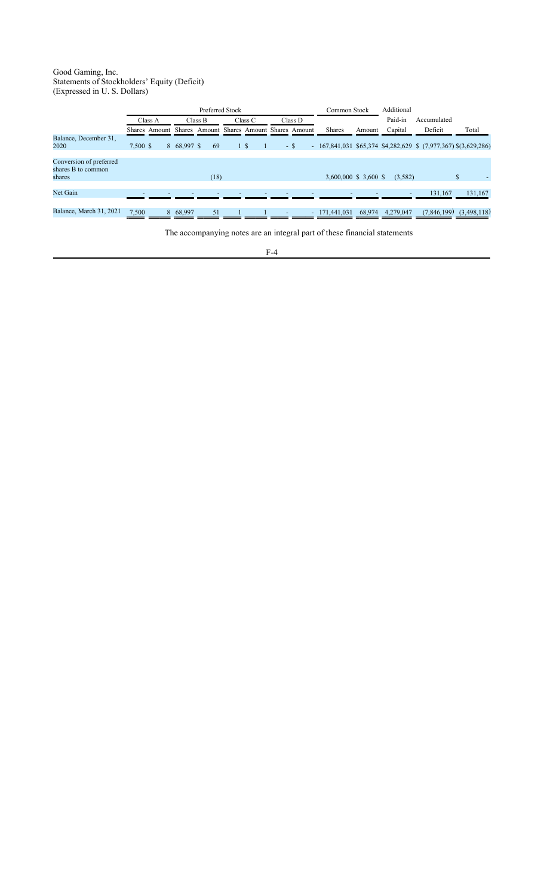Good Gaming, Inc.
Statements of Stockholders' Equity (Deficit)
(Expressed in U. S. Dollars)

| | Preferred Stock | | | | | | | | Common Stock | | Additional | | |
|---|---|---|---|---|---|---|---|---|---|---|---|---|---|
| | Class A | | Class B | | Class C | | Class D | | | | Paid-in | Accumulated | |
| | Shares | Amount | Shares | Amount | Shares | Amount | Shares | Amount | Shares | Amount | Capital | Deficit | Total |
| Balance, December 31, 2020 | 7,500 | $ 8 | 68,997 | $ 69 | 1 | $ 1 | - | $ - | 167,841,031 | $65,374 | $4,282,629 | $ (7,977,367) | $(3,629,286) |
| Conversion of preferred shares B to common shares | | | | (18) | | | | | 3,600,000 | $ 3,600 | $ (3,582) | | $ - |
| Net Gain | - | - | - | - | - | - | - | - | - | - | - | 131,167 | 131,167 |
| Balance, March 31, 2021 | 7,500 | 8 | 68,997 | 51 | 1 | 1 | - | - | 171,441,031 | 68,974 | 4,279,047 | (7,846,199) | (3,498,118) |

The accompanying notes are an integral part of these financial statements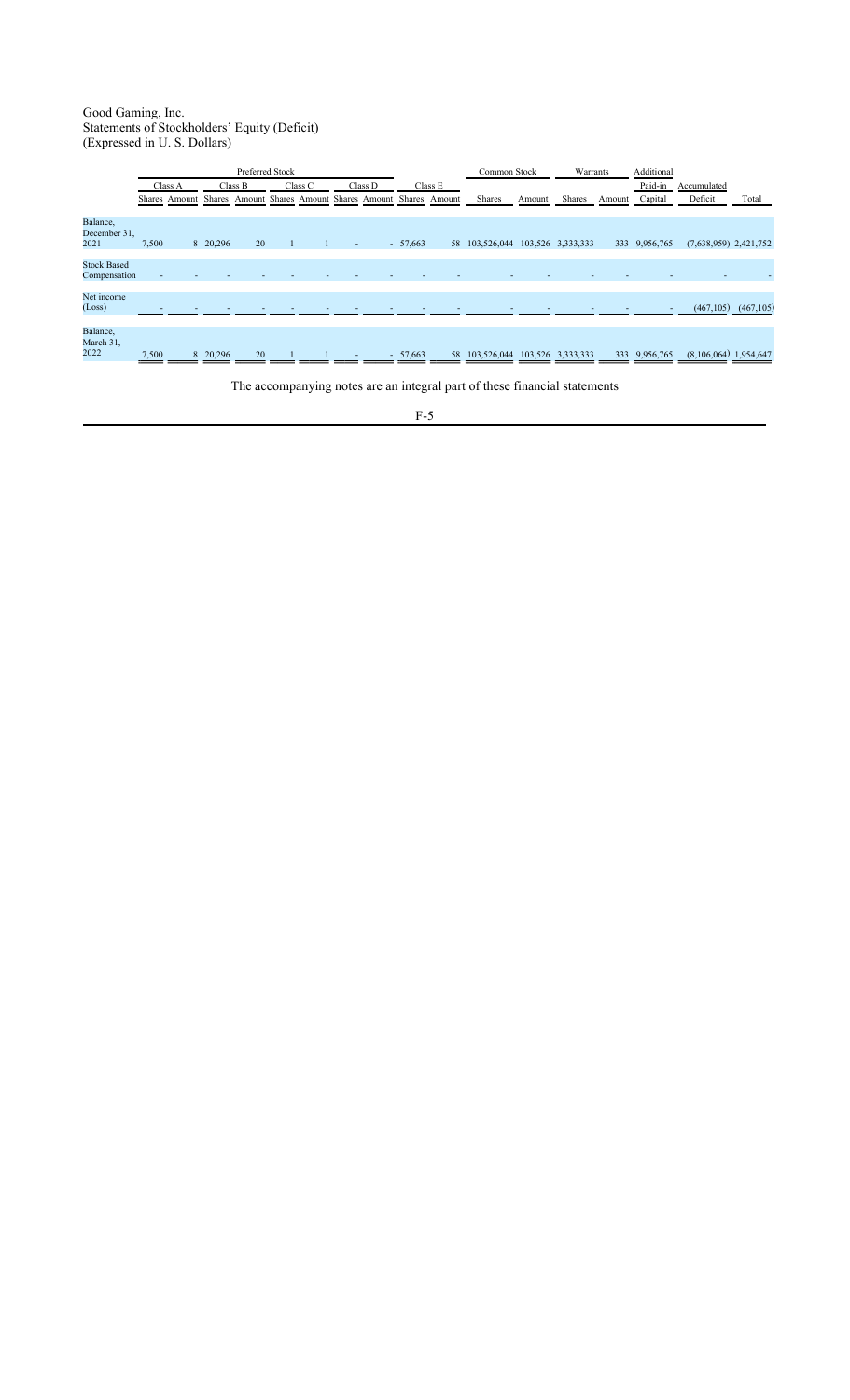Good Gaming, Inc.
Statements of Stockholders' Equity (Deficit)
(Expressed in U. S. Dollars)

| | Preferred Stock | | | | | | | | | | Common Stock | | Warrants | | Additional | | |
|---|---|---|---|---|---|---|---|---|---|---|---|---|---|---|---|---|---|
| | Class A | | Class B | | Class C | | Class D | | Class E | | | | | | Paid-in | Accumulated | |
| | Shares | Amount | Shares | Amount | Shares | Amount | Shares | Amount | Shares | Amount | Shares | Amount | Shares | Amount | Capital | Deficit | Total |
| Balance, December 31, 2021 | 7,500 | 8 | 20,296 | 20 | 1 | 1 | - | - | 57,663 | 58 | 103,526,044 | 103,526 | 3,333,333 | 333 | 9,956,765 | (7,638,959) | 2,421,752 |
| Stock Based Compensation | - | - | - | - | - | - | - | - | - | - | - | - | - | - | - | - | - |
| Net income (Loss) | - | - | - | - | - | - | - | - | - | - | - | - | - | - | - | (467,105) | (467,105) |
| Balance, March 31, 2022 | 7,500 | 8 | 20,296 | 20 | 1 | 1 | - | - | 57,663 | 58 | 103,526,044 | 103,526 | 3,333,333 | 333 | 9,956,765 | (8,106,064) | 1,954,647 |

The accompanying notes are an integral part of these financial statements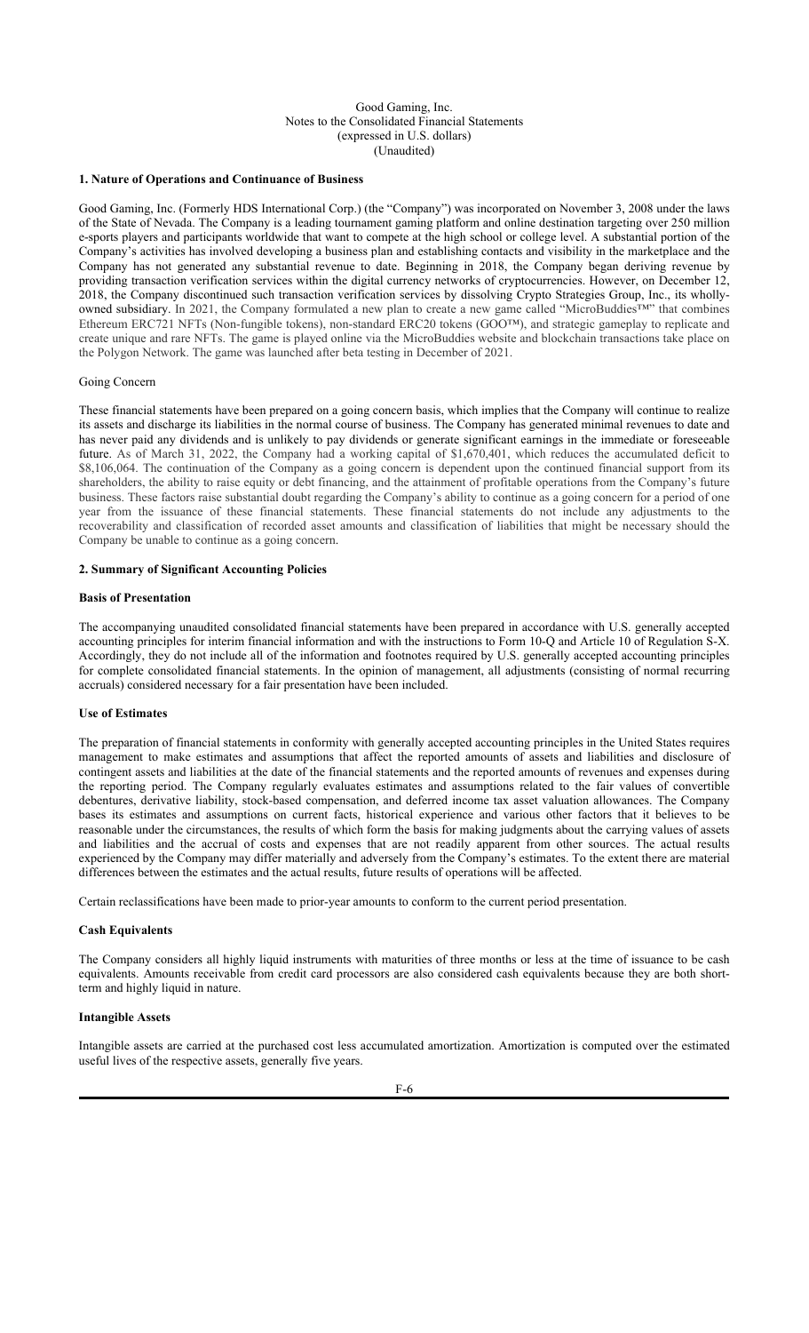Good Gaming, Inc.
Notes to the Consolidated Financial Statements
(expressed in U.S. dollars)
(Unaudited)

**1. Nature of Operations and Continuance of Business**

Good Gaming, Inc. (Formerly HDS International Corp.) (the "Company") was incorporated on November 3, 2008 under the laws of the State of Nevada. The Company is a leading tournament gaming platform and online destination targeting over 250 million e-sports players and participants worldwide that want to compete at the high school or college level. A substantial portion of the Company's activities has involved developing a business plan and establishing contacts and visibility in the marketplace and the Company has not generated any substantial revenue to date. Beginning in 2018, the Company began deriving revenue by providing transaction verification services within the digital currency networks of cryptocurrencies. However, on December 12, 2018, the Company discontinued such transaction verification services by dissolving Crypto Strategies Group, Inc., its wholly-owned subsidiary. In 2021, the Company formulated a new plan to create a new game called "MicroBuddies™" that combines Ethereum ERC721 NFTs (Non-fungible tokens), non-standard ERC20 tokens (GOO™), and strategic gameplay to replicate and create unique and rare NFTs. The game is played online via the MicroBuddies website and blockchain transactions take place on the Polygon Network. The game was launched after beta testing in December of 2021.

Going Concern

These financial statements have been prepared on a going concern basis, which implies that the Company will continue to realize its assets and discharge its liabilities in the normal course of business. The Company has generated minimal revenues to date and has never paid any dividends and is unlikely to pay dividends or generate significant earnings in the immediate or foreseeable future. As of March 31, 2022, the Company had a working capital of $1,670,401, which reduces the accumulated deficit to $8,106,064. The continuation of the Company as a going concern is dependent upon the continued financial support from its shareholders, the ability to raise equity or debt financing, and the attainment of profitable operations from the Company's future business. These factors raise substantial doubt regarding the Company's ability to continue as a going concern for a period of one year from the issuance of these financial statements. These financial statements do not include any adjustments to the recoverability and classification of recorded asset amounts and classification of liabilities that might be necessary should the Company be unable to continue as a going concern.

**2. Summary of Significant Accounting Policies**

**Basis of Presentation**

The accompanying unaudited consolidated financial statements have been prepared in accordance with U.S. generally accepted accounting principles for interim financial information and with the instructions to Form 10-Q and Article 10 of Regulation S-X. Accordingly, they do not include all of the information and footnotes required by U.S. generally accepted accounting principles for complete consolidated financial statements. In the opinion of management, all adjustments (consisting of normal recurring accruals) considered necessary for a fair presentation have been included.

**Use of Estimates**

The preparation of financial statements in conformity with generally accepted accounting principles in the United States requires management to make estimates and assumptions that affect the reported amounts of assets and liabilities and disclosure of contingent assets and liabilities at the date of the financial statements and the reported amounts of revenues and expenses during the reporting period. The Company regularly evaluates estimates and assumptions related to the fair values of convertible debentures, derivative liability, stock-based compensation, and deferred income tax asset valuation allowances. The Company bases its estimates and assumptions on current facts, historical experience and various other factors that it believes to be reasonable under the circumstances, the results of which form the basis for making judgments about the carrying values of assets and liabilities and the accrual of costs and expenses that are not readily apparent from other sources. The actual results experienced by the Company may differ materially and adversely from the Company's estimates. To the extent there are material differences between the estimates and the actual results, future results of operations will be affected.

Certain reclassifications have been made to prior-year amounts to conform to the current period presentation.

**Cash Equivalents**

The Company considers all highly liquid instruments with maturities of three months or less at the time of issuance to be cash equivalents. Amounts receivable from credit card processors are also considered cash equivalents because they are both short-term and highly liquid in nature.

**Intangible Assets**

Intangible assets are carried at the purchased cost less accumulated amortization. Amortization is computed over the estimated useful lives of the respective assets, generally five years.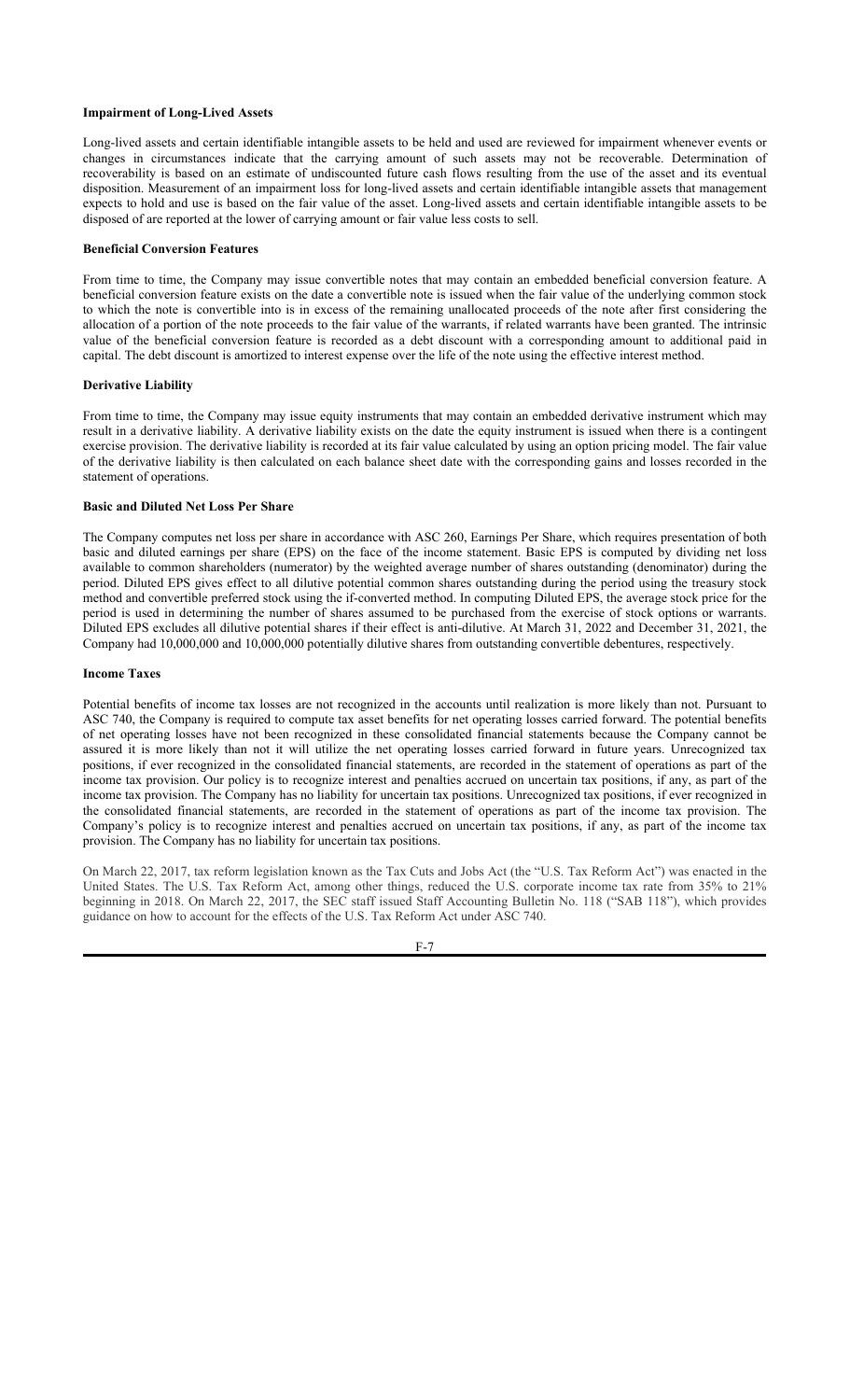**Impairment of Long-Lived Assets**

Long-lived assets and certain identifiable intangible assets to be held and used are reviewed for impairment whenever events or changes in circumstances indicate that the carrying amount of such assets may not be recoverable. Determination of recoverability is based on an estimate of undiscounted future cash flows resulting from the use of the asset and its eventual disposition. Measurement of an impairment loss for long-lived assets and certain identifiable intangible assets that management expects to hold and use is based on the fair value of the asset. Long-lived assets and certain identifiable intangible assets to be disposed of are reported at the lower of carrying amount or fair value less costs to sell.

**Beneficial Conversion Features**

From time to time, the Company may issue convertible notes that may contain an embedded beneficial conversion feature. A beneficial conversion feature exists on the date a convertible note is issued when the fair value of the underlying common stock to which the note is convertible into is in excess of the remaining unallocated proceeds of the note after first considering the allocation of a portion of the note proceeds to the fair value of the warrants, if related warrants have been granted. The intrinsic value of the beneficial conversion feature is recorded as a debt discount with a corresponding amount to additional paid in capital. The debt discount is amortized to interest expense over the life of the note using the effective interest method.

**Derivative Liability**

From time to time, the Company may issue equity instruments that may contain an embedded derivative instrument which may result in a derivative liability. A derivative liability exists on the date the equity instrument is issued when there is a contingent exercise provision. The derivative liability is recorded at its fair value calculated by using an option pricing model. The fair value of the derivative liability is then calculated on each balance sheet date with the corresponding gains and losses recorded in the statement of operations.

**Basic and Diluted Net Loss Per Share**

The Company computes net loss per share in accordance with ASC 260, Earnings Per Share, which requires presentation of both basic and diluted earnings per share (EPS) on the face of the income statement. Basic EPS is computed by dividing net loss available to common shareholders (numerator) by the weighted average number of shares outstanding (denominator) during the period. Diluted EPS gives effect to all dilutive potential common shares outstanding during the period using the treasury stock method and convertible preferred stock using the if-converted method. In computing Diluted EPS, the average stock price for the period is used in determining the number of shares assumed to be purchased from the exercise of stock options or warrants. Diluted EPS excludes all dilutive potential shares if their effect is anti-dilutive. At March 31, 2022 and December 31, 2021, the Company had 10,000,000 and 10,000,000 potentially dilutive shares from outstanding convertible debentures, respectively.

**Income Taxes**

Potential benefits of income tax losses are not recognized in the accounts until realization is more likely than not. Pursuant to ASC 740, the Company is required to compute tax asset benefits for net operating losses carried forward. The potential benefits of net operating losses have not been recognized in these consolidated financial statements because the Company cannot be assured it is more likely than not it will utilize the net operating losses carried forward in future years. Unrecognized tax positions, if ever recognized in the consolidated financial statements, are recorded in the statement of operations as part of the income tax provision. Our policy is to recognize interest and penalties accrued on uncertain tax positions, if any, as part of the income tax provision. The Company has no liability for uncertain tax positions. Unrecognized tax positions, if ever recognized in the consolidated financial statements, are recorded in the statement of operations as part of the income tax provision. The Company's policy is to recognize interest and penalties accrued on uncertain tax positions, if any, as part of the income tax provision. The Company has no liability for uncertain tax positions.

On March 22, 2017, tax reform legislation known as the Tax Cuts and Jobs Act (the "U.S. Tax Reform Act") was enacted in the United States. The U.S. Tax Reform Act, among other things, reduced the U.S. corporate income tax rate from 35% to 21% beginning in 2018. On March 22, 2017, the SEC staff issued Staff Accounting Bulletin No. 118 ("SAB 118"), which provides guidance on how to account for the effects of the U.S. Tax Reform Act under ASC 740.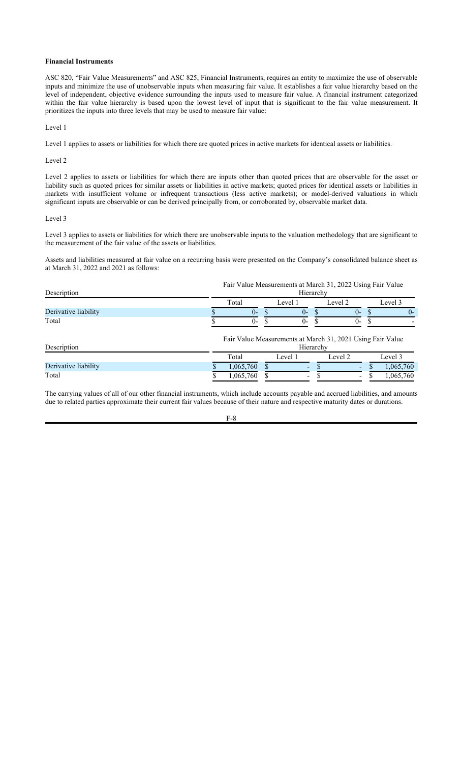**Financial Instruments**

ASC 820, "Fair Value Measurements" and ASC 825, Financial Instruments, requires an entity to maximize the use of observable inputs and minimize the use of unobservable inputs when measuring fair value. It establishes a fair value hierarchy based on the level of independent, objective evidence surrounding the inputs used to measure fair value. A financial instrument categorized within the fair value hierarchy is based upon the lowest level of input that is significant to the fair value measurement. It prioritizes the inputs into three levels that may be used to measure fair value:

Level 1

Level 1 applies to assets or liabilities for which there are quoted prices in active markets for identical assets or liabilities.

Level 2

Level 2 applies to assets or liabilities for which there are inputs other than quoted prices that are observable for the asset or liability such as quoted prices for similar assets or liabilities in active markets; quoted prices for identical assets or liabilities in markets with insufficient volume or infrequent transactions (less active markets); or model-derived valuations in which significant inputs are observable or can be derived principally from, or corroborated by, observable market data.

Level 3

Level 3 applies to assets or liabilities for which there are unobservable inputs to the valuation methodology that are significant to the measurement of the fair value of the assets or liabilities.

Assets and liabilities measured at fair value on a recurring basis were presented on the Company's consolidated balance sheet as at March 31, 2022 and 2021 as follows:

| Description | Fair Value Measurements at March 31, 2022 Using Fair Value Hierarchy | | | |
|---|---|---|---|---|
| | Total | Level 1 | Level 2 | Level 3 |
| Derivative liability | $ 0- | $ 0- | $ 0- | $ 0- |
| Total | $ 0- | $ 0- | $ 0- | $ - |

| Description | Fair Value Measurements at March 31, 2021 Using Fair Value Hierarchy | | | |
|---|---|---|---|---|
| | Total | Level 1 | Level 2 | Level 3 |
| Derivative liability | $ 1,065,760 | $ - | $ - | $ 1,065,760 |
| Total | $ 1,065,760 | $ - | $ - | $ 1,065,760 |

The carrying values of all of our other financial instruments, which include accounts payable and accrued liabilities, and amounts due to related parties approximate their current fair values because of their nature and respective maturity dates or durations.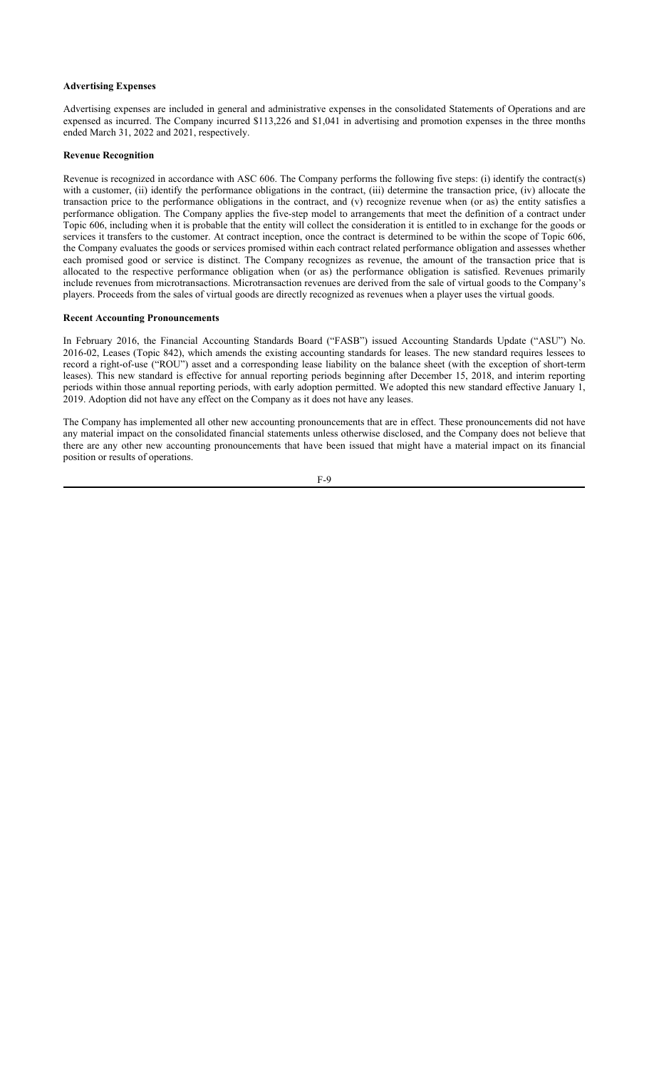**Advertising Expenses**

Advertising expenses are included in general and administrative expenses in the consolidated Statements of Operations and are expensed as incurred. The Company incurred $113,226 and $1,041 in advertising and promotion expenses in the three months ended March 31, 2022 and 2021, respectively.

**Revenue Recognition**

Revenue is recognized in accordance with ASC 606. The Company performs the following five steps: (i) identify the contract(s) with a customer, (ii) identify the performance obligations in the contract, (iii) determine the transaction price, (iv) allocate the transaction price to the performance obligations in the contract, and (v) recognize revenue when (or as) the entity satisfies a performance obligation. The Company applies the five-step model to arrangements that meet the definition of a contract under Topic 606, including when it is probable that the entity will collect the consideration it is entitled to in exchange for the goods or services it transfers to the customer. At contract inception, once the contract is determined to be within the scope of Topic 606, the Company evaluates the goods or services promised within each contract related performance obligation and assesses whether each promised good or service is distinct. The Company recognizes as revenue, the amount of the transaction price that is allocated to the respective performance obligation when (or as) the performance obligation is satisfied. Revenues primarily include revenues from microtransactions. Microtransaction revenues are derived from the sale of virtual goods to the Company's players. Proceeds from the sales of virtual goods are directly recognized as revenues when a player uses the virtual goods.

**Recent Accounting Pronouncements**

In February 2016, the Financial Accounting Standards Board ("FASB") issued Accounting Standards Update ("ASU") No. 2016-02, Leases (Topic 842), which amends the existing accounting standards for leases. The new standard requires lessees to record a right-of-use ("ROU") asset and a corresponding lease liability on the balance sheet (with the exception of short-term leases). This new standard is effective for annual reporting periods beginning after December 15, 2018, and interim reporting periods within those annual reporting periods, with early adoption permitted. We adopted this new standard effective January 1, 2019. Adoption did not have any effect on the Company as it does not have any leases.

The Company has implemented all other new accounting pronouncements that are in effect. These pronouncements did not have any material impact on the consolidated financial statements unless otherwise disclosed, and the Company does not believe that there are any other new accounting pronouncements that have been issued that might have a material impact on its financial position or results of operations.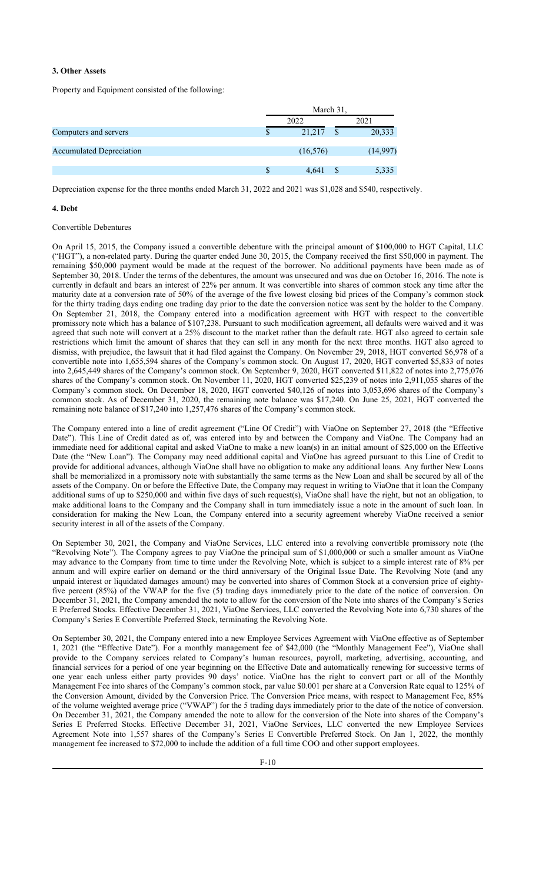**3. Other Assets**

Property and Equipment consisted of the following:

| | March 31, | |
|---|---|---|
| | 2022 | 2021 |
| Computers and servers | $ 21,217 | $ 20,333 |
| Accumulated Depreciation | (16,576) | (14,997) |
| | $ 4,641 | $ 5,335 |

Depreciation expense for the three months ended March 31, 2022 and 2021 was $1,028 and $540, respectively.

**4. Debt**

Convertible Debentures

On April 15, 2015, the Company issued a convertible debenture with the principal amount of $100,000 to HGT Capital, LLC ("HGT"), a non-related party. During the quarter ended June 30, 2015, the Company received the first $50,000 in payment. The remaining $50,000 payment would be made at the request of the borrower. No additional payments have been made as of September 30, 2018. Under the terms of the debentures, the amount was unsecured and was due on October 16, 2016. The note is currently in default and bears an interest of 22% per annum. It was convertible into shares of common stock any time after the maturity date at a conversion rate of 50% of the average of the five lowest closing bid prices of the Company's common stock for the thirty trading days ending one trading day prior to the date the conversion notice was sent by the holder to the Company. On September 21, 2018, the Company entered into a modification agreement with HGT with respect to the convertible promissory note which has a balance of $107,238. Pursuant to such modification agreement, all defaults were waived and it was agreed that such note will convert at a 25% discount to the market rather than the default rate. HGT also agreed to certain sale restrictions which limit the amount of shares that they can sell in any month for the next three months. HGT also agreed to dismiss, with prejudice, the lawsuit that it had filed against the Company. On November 29, 2018, HGT converted $6,978 of a convertible note into 1,655,594 shares of the Company's common stock. On August 17, 2020, HGT converted $5,833 of notes into 2,645,449 shares of the Company's common stock. On September 9, 2020, HGT converted $11,822 of notes into 2,775,076 shares of the Company's common stock. On November 11, 2020, HGT converted $25,239 of notes into 2,911,055 shares of the Company's common stock. On December 18, 2020, HGT converted $40,126 of notes into 3,053,696 shares of the Company's common stock. As of December 31, 2020, the remaining note balance was $17,240. On June 25, 2021, HGT converted the remaining note balance of $17,240 into 1,257,476 shares of the Company's common stock.

The Company entered into a line of credit agreement ("Line Of Credit") with ViaOne on September 27, 2018 (the "Effective Date"). This Line of Credit dated as of, was entered into by and between the Company and ViaOne. The Company had an immediate need for additional capital and asked ViaOne to make a new loan(s) in an initial amount of $25,000 on the Effective Date (the "New Loan"). The Company may need additional capital and ViaOne has agreed pursuant to this Line of Credit to provide for additional advances, although ViaOne shall have no obligation to make any additional loans. Any further New Loans shall be memorialized in a promissory note with substantially the same terms as the New Loan and shall be secured by all of the assets of the Company. On or before the Effective Date, the Company may request in writing to ViaOne that it loan the Company additional sums of up to $250,000 and within five days of such request(s), ViaOne shall have the right, but not an obligation, to make additional loans to the Company and the Company shall in turn immediately issue a note in the amount of such loan. In consideration for making the New Loan, the Company entered into a security agreement whereby ViaOne received a senior security interest in all of the assets of the Company.

On September 30, 2021, the Company and ViaOne Services, LLC entered into a revolving convertible promissory note (the "Revolving Note"). The Company agrees to pay ViaOne the principal sum of $1,000,000 or such a smaller amount as ViaOne may advance to the Company from time to time under the Revolving Note, which is subject to a simple interest rate of 8% per annum and will expire earlier on demand or the third anniversary of the Original Issue Date. The Revolving Note (and any unpaid interest or liquidated damages amount) may be converted into shares of Common Stock at a conversion price of eighty-five percent (85%) of the VWAP for the five (5) trading days immediately prior to the date of the notice of conversion. On December 31, 2021, the Company amended the note to allow for the conversion of the Note into shares of the Company's Series E Preferred Stocks. Effective December 31, 2021, ViaOne Services, LLC converted the Revolving Note into 6,730 shares of the Company's Series E Convertible Preferred Stock, terminating the Revolving Note.

On September 30, 2021, the Company entered into a new Employee Services Agreement with ViaOne effective as of September 1, 2021 (the "Effective Date"). For a monthly management fee of $42,000 (the "Monthly Management Fee"), ViaOne shall provide to the Company services related to Company's human resources, payroll, marketing, advertising, accounting, and financial services for a period of one year beginning on the Effective Date and automatically renewing for successive terms of one year each unless either party provides 90 days' notice. ViaOne has the right to convert part or all of the Monthly Management Fee into shares of the Company's common stock, par value $0.001 per share at a Conversion Rate equal to 125% of the Conversion Amount, divided by the Conversion Price. The Conversion Price means, with respect to Management Fee, 85% of the volume weighted average price ("VWAP") for the 5 trading days immediately prior to the date of the notice of conversion. On December 31, 2021, the Company amended the note to allow for the conversion of the Note into shares of the Company's Series E Preferred Stocks. Effective December 31, 2021, ViaOne Services, LLC converted the new Employee Services Agreement Note into 1,557 shares of the Company's Series E Convertible Preferred Stock. On Jan 1, 2022, the monthly management fee increased to $72,000 to include the addition of a full time COO and other support employees.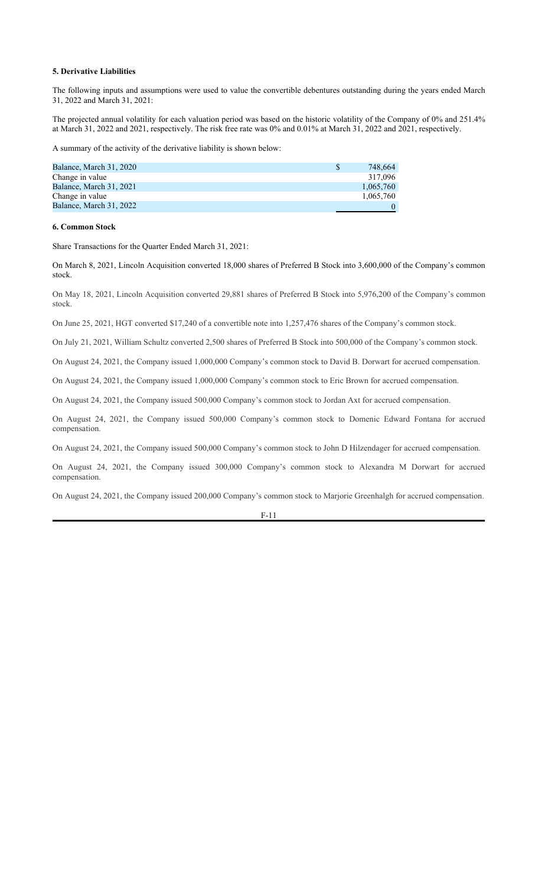**5. Derivative Liabilities**

The following inputs and assumptions were used to value the convertible debentures outstanding during the years ended March 31, 2022 and March 31, 2021:

The projected annual volatility for each valuation period was based on the historic volatility of the Company of 0% and 251.4% at March 31, 2022 and 2021, respectively. The risk free rate was 0% and 0.01% at March 31, 2022 and 2021, respectively.

A summary of the activity of the derivative liability is shown below:

| | | |
|---|---|---|
| Balance, March 31, 2020 | $ | 748,664 |
| Change in value | | 317,096 |
| Balance, March 31, 2021 | | 1,065,760 |
| Change in value | | 1,065,760 |
| Balance, March 31, 2022 | | 0 |

**6. Common Stock**

Share Transactions for the Quarter Ended March 31, 2021:

On March 8, 2021, Lincoln Acquisition converted 18,000 shares of Preferred B Stock into 3,600,000 of the Company's common stock.

On May 18, 2021, Lincoln Acquisition converted 29,881 shares of Preferred B Stock into 5,976,200 of the Company's common stock.

On June 25, 2021, HGT converted $17,240 of a convertible note into 1,257,476 shares of the Company's common stock.

On July 21, 2021, William Schultz converted 2,500 shares of Preferred B Stock into 500,000 of the Company's common stock.

On August 24, 2021, the Company issued 1,000,000 Company's common stock to David B. Dorwart for accrued compensation.

On August 24, 2021, the Company issued 1,000,000 Company's common stock to Eric Brown for accrued compensation.

On August 24, 2021, the Company issued 500,000 Company's common stock to Jordan Axt for accrued compensation.

On August 24, 2021, the Company issued 500,000 Company's common stock to Domenic Edward Fontana for accrued compensation.

On August 24, 2021, the Company issued 500,000 Company's common stock to John D Hilzendager for accrued compensation.

On August 24, 2021, the Company issued 300,000 Company's common stock to Alexandra M Dorwart for accrued compensation.

On August 24, 2021, the Company issued 200,000 Company's common stock to Marjorie Greenhalgh for accrued compensation.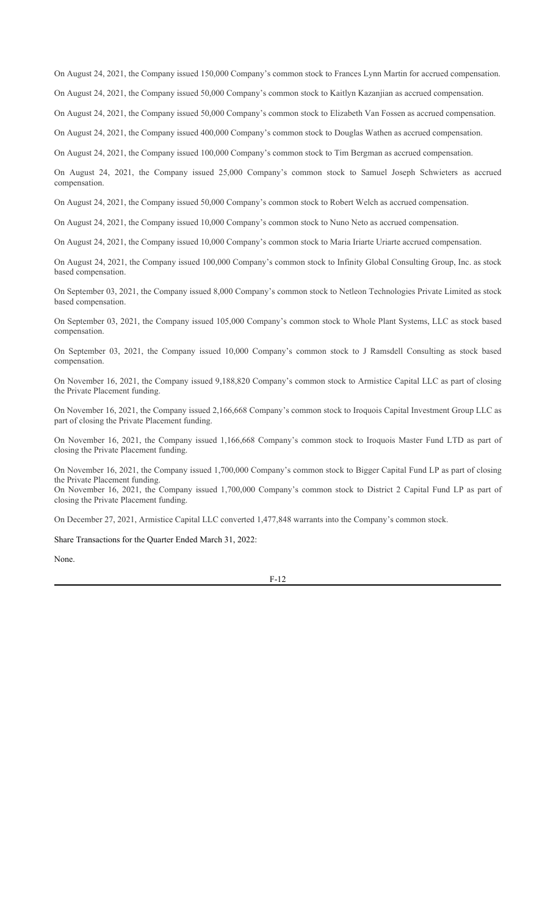On August 24, 2021, the Company issued 150,000 Company's common stock to Frances Lynn Martin for accrued compensation.

On August 24, 2021, the Company issued 50,000 Company's common stock to Kaitlyn Kazanjian as accrued compensation.

On August 24, 2021, the Company issued 50,000 Company's common stock to Elizabeth Van Fossen as accrued compensation.

On August 24, 2021, the Company issued 400,000 Company's common stock to Douglas Wathen as accrued compensation.

On August 24, 2021, the Company issued 100,000 Company's common stock to Tim Bergman as accrued compensation.

On August 24, 2021, the Company issued 25,000 Company's common stock to Samuel Joseph Schwieters as accrued compensation.

On August 24, 2021, the Company issued 50,000 Company's common stock to Robert Welch as accrued compensation.

On August 24, 2021, the Company issued 10,000 Company's common stock to Nuno Neto as accrued compensation.

On August 24, 2021, the Company issued 10,000 Company's common stock to Maria Iriarte Uriarte accrued compensation.

On August 24, 2021, the Company issued 100,000 Company's common stock to Infinity Global Consulting Group, Inc. as stock based compensation.

On September 03, 2021, the Company issued 8,000 Company's common stock to Netleon Technologies Private Limited as stock based compensation.

On September 03, 2021, the Company issued 105,000 Company's common stock to Whole Plant Systems, LLC as stock based compensation.

On September 03, 2021, the Company issued 10,000 Company's common stock to J Ramsdell Consulting as stock based compensation.

On November 16, 2021, the Company issued 9,188,820 Company's common stock to Armistice Capital LLC as part of closing the Private Placement funding.

On November 16, 2021, the Company issued 2,166,668 Company's common stock to Iroquois Capital Investment Group LLC as part of closing the Private Placement funding.

On November 16, 2021, the Company issued 1,166,668 Company's common stock to Iroquois Master Fund LTD as part of closing the Private Placement funding.

On November 16, 2021, the Company issued 1,700,000 Company's common stock to Bigger Capital Fund LP as part of closing the Private Placement funding.

On November 16, 2021, the Company issued 1,700,000 Company's common stock to District 2 Capital Fund LP as part of closing the Private Placement funding.

On December 27, 2021, Armistice Capital LLC converted 1,477,848 warrants into the Company's common stock.

Share Transactions for the Quarter Ended March 31, 2022:

None.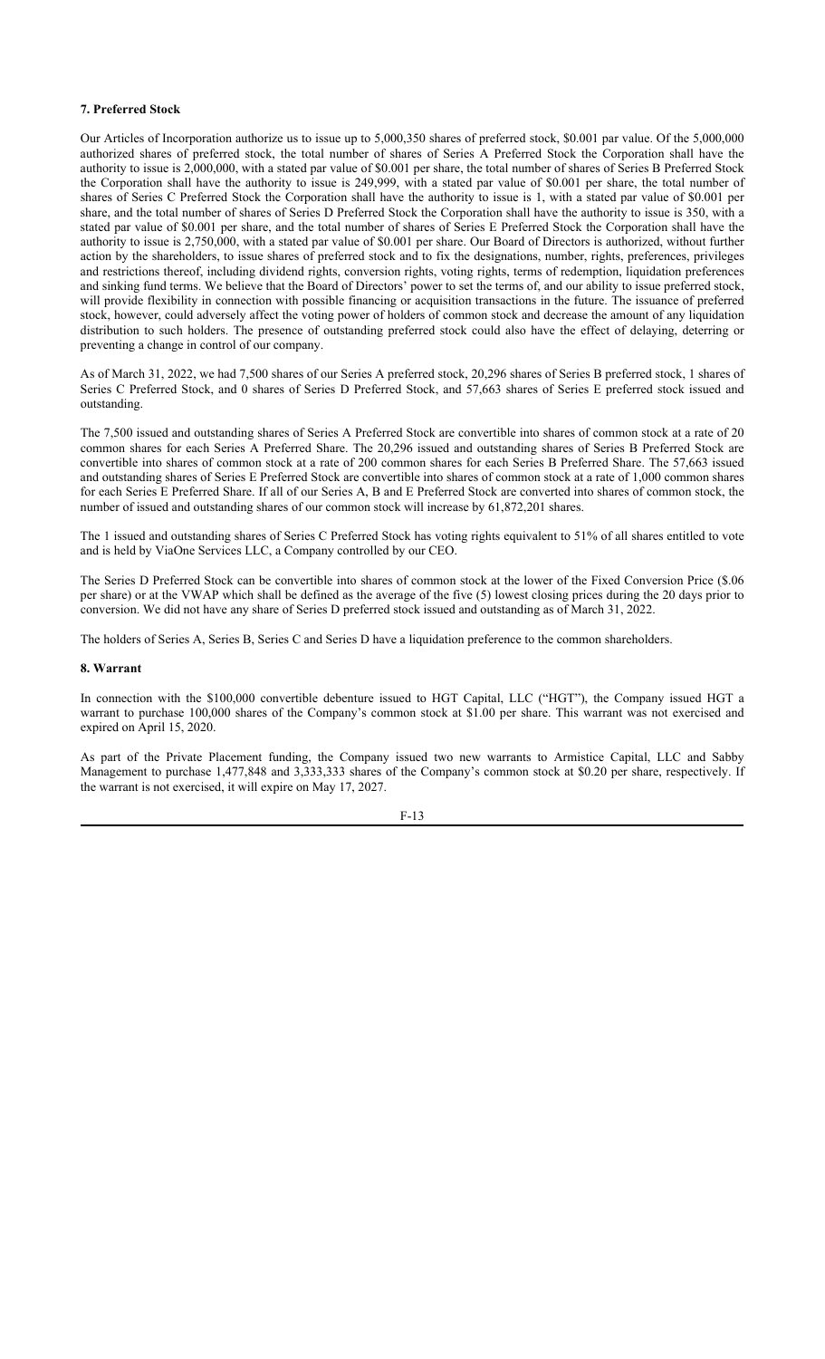**7. Preferred Stock**

Our Articles of Incorporation authorize us to issue up to 5,000,350 shares of preferred stock, \$0.001 par value. Of the 5,000,000 authorized shares of preferred stock, the total number of shares of Series A Preferred Stock the Corporation shall have the authority to issue is 2,000,000, with a stated par value of \$0.001 per share, the total number of shares of Series B Preferred Stock the Corporation shall have the authority to issue is 249,999, with a stated par value of \$0.001 per share, the total number of shares of Series C Preferred Stock the Corporation shall have the authority to issue is 1, with a stated par value of \$0.001 per share, and the total number of shares of Series D Preferred Stock the Corporation shall have the authority to issue is 350, with a stated par value of \$0.001 per share, and the total number of shares of Series E Preferred Stock the Corporation shall have the authority to issue is 2,750,000, with a stated par value of \$0.001 per share. Our Board of Directors is authorized, without further action by the shareholders, to issue shares of preferred stock and to fix the designations, number, rights, preferences, privileges and restrictions thereof, including dividend rights, conversion rights, voting rights, terms of redemption, liquidation preferences and sinking fund terms. We believe that the Board of Directors' power to set the terms of, and our ability to issue preferred stock, will provide flexibility in connection with possible financing or acquisition transactions in the future. The issuance of preferred stock, however, could adversely affect the voting power of holders of common stock and decrease the amount of any liquidation distribution to such holders. The presence of outstanding preferred stock could also have the effect of delaying, deterring or preventing a change in control of our company.

As of March 31, 2022, we had 7,500 shares of our Series A preferred stock, 20,296 shares of Series B preferred stock, 1 shares of Series C Preferred Stock, and 0 shares of Series D Preferred Stock, and 57,663 shares of Series E preferred stock issued and outstanding.

The 7,500 issued and outstanding shares of Series A Preferred Stock are convertible into shares of common stock at a rate of 20 common shares for each Series A Preferred Share. The 20,296 issued and outstanding shares of Series B Preferred Stock are convertible into shares of common stock at a rate of 200 common shares for each Series B Preferred Share. The 57,663 issued and outstanding shares of Series E Preferred Stock are convertible into shares of common stock at a rate of 1,000 common shares for each Series E Preferred Share. If all of our Series A, B and E Preferred Stock are converted into shares of common stock, the number of issued and outstanding shares of our common stock will increase by 61,872,201 shares.

The 1 issued and outstanding shares of Series C Preferred Stock has voting rights equivalent to 51% of all shares entitled to vote and is held by ViaOne Services LLC, a Company controlled by our CEO.

The Series D Preferred Stock can be convertible into shares of common stock at the lower of the Fixed Conversion Price (\$.06 per share) or at the VWAP which shall be defined as the average of the five (5) lowest closing prices during the 20 days prior to conversion. We did not have any share of Series D preferred stock issued and outstanding as of March 31, 2022.

The holders of Series A, Series B, Series C and Series D have a liquidation preference to the common shareholders.

**8. Warrant**

In connection with the \$100,000 convertible debenture issued to HGT Capital, LLC ("HGT"), the Company issued HGT a warrant to purchase 100,000 shares of the Company's common stock at \$1.00 per share. This warrant was not exercised and expired on April 15, 2020.

As part of the Private Placement funding, the Company issued two new warrants to Armistice Capital, LLC and Sabby Management to purchase 1,477,848 and 3,333,333 shares of the Company's common stock at \$0.20 per share, respectively. If the warrant is not exercised, it will expire on May 17, 2027.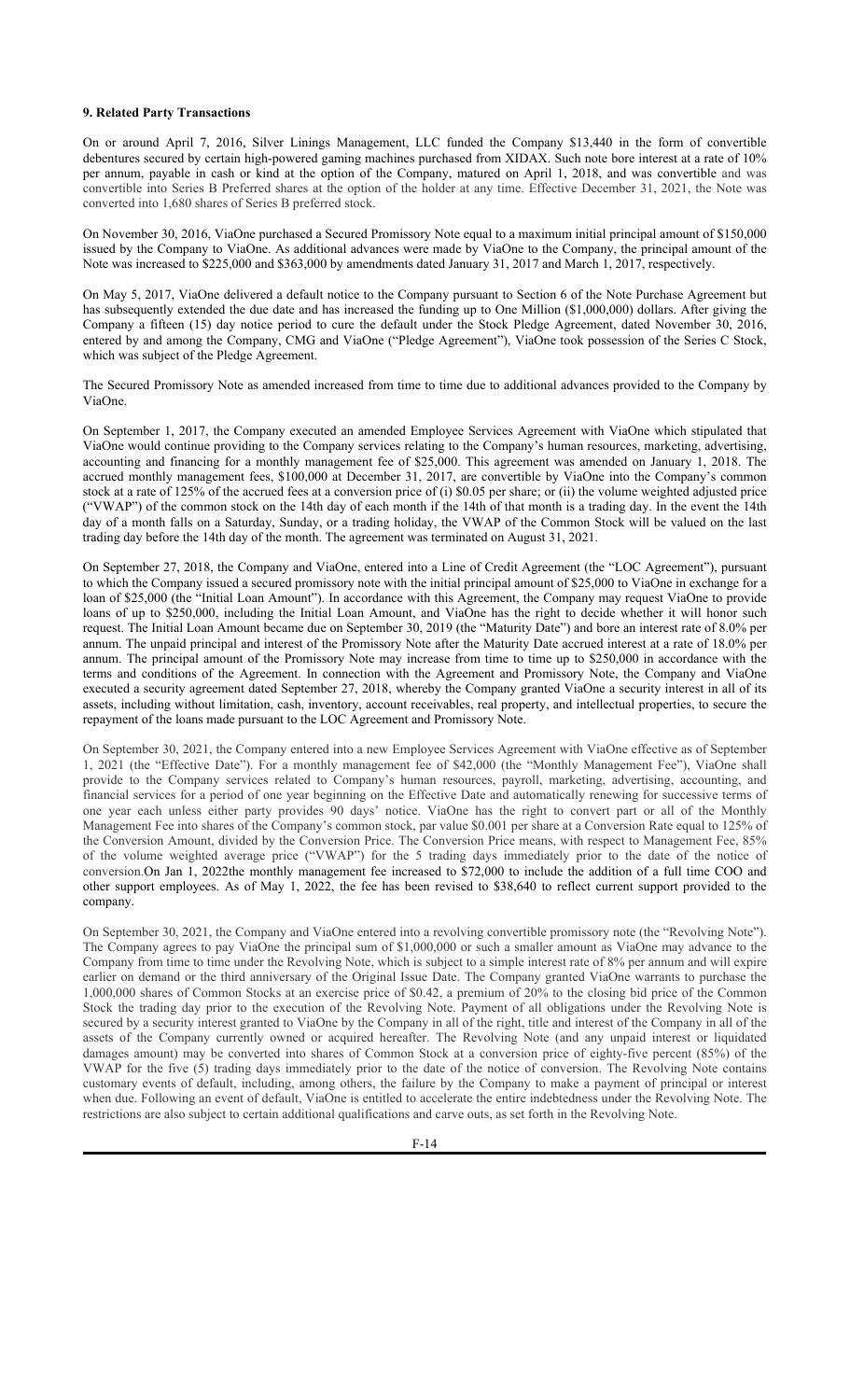**9. Related Party Transactions**

On or around April 7, 2016, Silver Linings Management, LLC funded the Company $13,440 in the form of convertible debentures secured by certain high-powered gaming machines purchased from XIDAX. Such note bore interest at a rate of 10% per annum, payable in cash or kind at the option of the Company, matured on April 1, 2018, and was convertible and was convertible into Series B Preferred shares at the option of the holder at any time. Effective December 31, 2021, the Note was converted into 1,680 shares of Series B preferred stock.

On November 30, 2016, ViaOne purchased a Secured Promissory Note equal to a maximum initial principal amount of $150,000 issued by the Company to ViaOne. As additional advances were made by ViaOne to the Company, the principal amount of the Note was increased to $225,000 and $363,000 by amendments dated January 31, 2017 and March 1, 2017, respectively.

On May 5, 2017, ViaOne delivered a default notice to the Company pursuant to Section 6 of the Note Purchase Agreement but has subsequently extended the due date and has increased the funding up to One Million ($1,000,000) dollars. After giving the Company a fifteen (15) day notice period to cure the default under the Stock Pledge Agreement, dated November 30, 2016, entered by and among the Company, CMG and ViaOne ("Pledge Agreement"), ViaOne took possession of the Series C Stock, which was subject of the Pledge Agreement.

The Secured Promissory Note as amended increased from time to time due to additional advances provided to the Company by ViaOne.

On September 1, 2017, the Company executed an amended Employee Services Agreement with ViaOne which stipulated that ViaOne would continue providing to the Company services relating to the Company's human resources, marketing, advertising, accounting and financing for a monthly management fee of $25,000. This agreement was amended on January 1, 2018. The accrued monthly management fees, $100,000 at December 31, 2017, are convertible by ViaOne into the Company's common stock at a rate of 125% of the accrued fees at a conversion price of (i) $0.05 per share; or (ii) the volume weighted adjusted price ("VWAP") of the common stock on the 14th day of each month if the 14th of that month is a trading day. In the event the 14th day of a month falls on a Saturday, Sunday, or a trading holiday, the VWAP of the Common Stock will be valued on the last trading day before the 14th day of the month. The agreement was terminated on August 31, 2021.

On September 27, 2018, the Company and ViaOne, entered into a Line of Credit Agreement (the "LOC Agreement"), pursuant to which the Company issued a secured promissory note with the initial principal amount of $25,000 to ViaOne in exchange for a loan of $25,000 (the "Initial Loan Amount"). In accordance with this Agreement, the Company may request ViaOne to provide loans of up to $250,000, including the Initial Loan Amount, and ViaOne has the right to decide whether it will honor such request. The Initial Loan Amount became due on September 30, 2019 (the "Maturity Date") and bore an interest rate of 8.0% per annum. The unpaid principal and interest of the Promissory Note after the Maturity Date accrued interest at a rate of 18.0% per annum. The principal amount of the Promissory Note may increase from time to time up to $250,000 in accordance with the terms and conditions of the Agreement. In connection with the Agreement and Promissory Note, the Company and ViaOne executed a security agreement dated September 27, 2018, whereby the Company granted ViaOne a security interest in all of its assets, including without limitation, cash, inventory, account receivables, real property, and intellectual properties, to secure the repayment of the loans made pursuant to the LOC Agreement and Promissory Note.

On September 30, 2021, the Company entered into a new Employee Services Agreement with ViaOne effective as of September 1, 2021 (the "Effective Date"). For a monthly management fee of $42,000 (the "Monthly Management Fee"), ViaOne shall provide to the Company services related to Company's human resources, payroll, marketing, advertising, accounting, and financial services for a period of one year beginning on the Effective Date and automatically renewing for successive terms of one year each unless either party provides 90 days' notice. ViaOne has the right to convert part or all of the Monthly Management Fee into shares of the Company's common stock, par value $0.001 per share at a Conversion Rate equal to 125% of the Conversion Amount, divided by the Conversion Price. The Conversion Price means, with respect to Management Fee, 85% of the volume weighted average price ("VWAP") for the 5 trading days immediately prior to the date of the notice of conversion.On Jan 1, 2022the monthly management fee increased to $72,000 to include the addition of a full time COO and other support employees. As of May 1, 2022, the fee has been revised to $38,640 to reflect current support provided to the company.

On September 30, 2021, the Company and ViaOne entered into a revolving convertible promissory note (the "Revolving Note"). The Company agrees to pay ViaOne the principal sum of $1,000,000 or such a smaller amount as ViaOne may advance to the Company from time to time under the Revolving Note, which is subject to a simple interest rate of 8% per annum and will expire earlier on demand or the third anniversary of the Original Issue Date. The Company granted ViaOne warrants to purchase the 1,000,000 shares of Common Stocks at an exercise price of $0.42, a premium of 20% to the closing bid price of the Common Stock the trading day prior to the execution of the Revolving Note. Payment of all obligations under the Revolving Note is secured by a security interest granted to ViaOne by the Company in all of the right, title and interest of the Company in all of the assets of the Company currently owned or acquired hereafter. The Revolving Note (and any unpaid interest or liquidated damages amount) may be converted into shares of Common Stock at a conversion price of eighty-five percent (85%) of the VWAP for the five (5) trading days immediately prior to the date of the notice of conversion. The Revolving Note contains customary events of default, including, among others, the failure by the Company to make a payment of principal or interest when due. Following an event of default, ViaOne is entitled to accelerate the entire indebtedness under the Revolving Note. The restrictions are also subject to certain additional qualifications and carve outs, as set forth in the Revolving Note.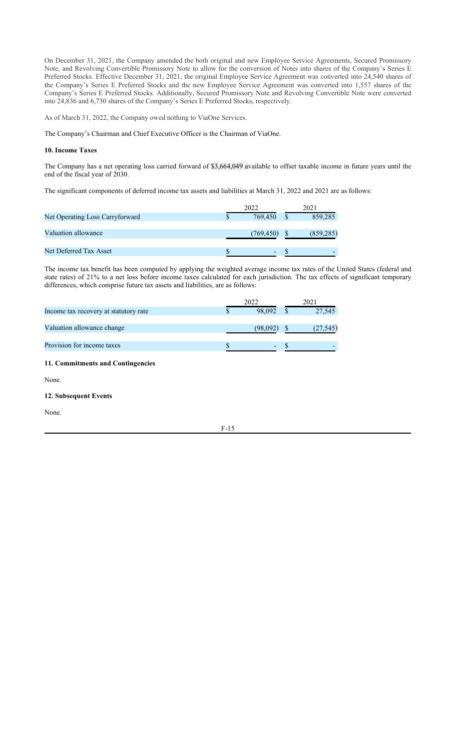On December 31, 2021, the Company amended the both original and new Employee Service Agreements, Secured Promissory Note, and Revolving Convertible Promissory Note to allow for the conversion of Notes into shares of the Company's Series E Preferred Stocks. Effective December 31, 2021, the original Employee Service Agreement was converted into 24,540 shares of the Company's Series E Preferred Stocks and the new Employee Service Agreement was converted into 1,557 shares of the Company's Series E Preferred Stocks. Additionally, Secured Promissory Note and Revolving Convertible Note were converted into 24,836 and 6,730 shares of the Company's Series E Preferred Stocks, respectively.

As of March 31, 2022, the Company owed nothing to ViaOne Services.

The Company's Chairman and Chief Executive Officer is the Chairman of ViaOne.

**10. Income Taxes**

The Company has a net operating loss carried forward of $3,664,049 available to offset taxable income in future years until the end of the fiscal year of 2030.

The significant components of deferred income tax assets and liabilities at March 31, 2022 and 2021 are as follows:

| | 2022 | 2021 |
|---|---|---|
| Net Operating Loss Carryforward | $ 769,450 | $ 859,285 |
| Valuation allowance | (769,450) | $ (859,285) |
| Net Deferred Tax Asset | $ - | $ - |

The income tax benefit has been computed by applying the weighted average income tax rates of the United States (federal and state rates) of 21% to a net loss before income taxes calculated for each jurisdiction. The tax effects of significant temporary differences, which comprise future tax assets and liabilities, are as follows:

| | 2022 | 2021 |
|---|---|---|
| Income tax recovery at statutory rate | $ 98,092 | $ 27,545 |
| Valuation allowance change | (98,092) | $ (27,545) |
| Provision for income taxes | $ - | $ - |

**11. Commitments and Contingencies**

None.

**12. Subsequent Events**

None.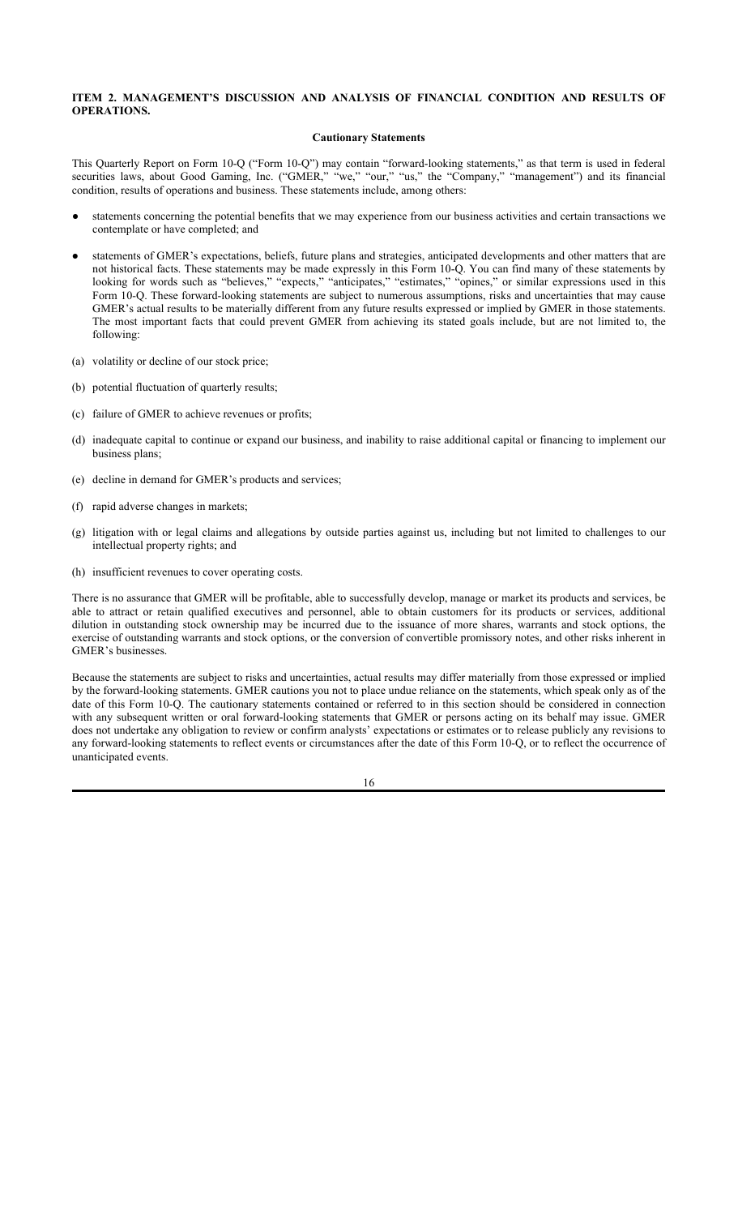**ITEM 2. MANAGEMENT'S DISCUSSION AND ANALYSIS OF FINANCIAL CONDITION AND RESULTS OF OPERATIONS.**

**Cautionary Statements**

This Quarterly Report on Form 10-Q ("Form 10-Q") may contain "forward-looking statements," as that term is used in federal securities laws, about Good Gaming, Inc. ("GMER," "we," "our," "us," the "Company," "management") and its financial condition, results of operations and business. These statements include, among others:

- statements concerning the potential benefits that we may experience from our business activities and certain transactions we contemplate or have completed; and
- statements of GMER's expectations, beliefs, future plans and strategies, anticipated developments and other matters that are not historical facts. These statements may be made expressly in this Form 10-Q. You can find many of these statements by looking for words such as "believes," "expects," "anticipates," "estimates," "opines," or similar expressions used in this Form 10-Q. These forward-looking statements are subject to numerous assumptions, risks and uncertainties that may cause GMER's actual results to be materially different from any future results expressed or implied by GMER in those statements. The most important facts that could prevent GMER from achieving its stated goals include, but are not limited to, the following:

(a) volatility or decline of our stock price;

(b) potential fluctuation of quarterly results;

(c) failure of GMER to achieve revenues or profits;

(d) inadequate capital to continue or expand our business, and inability to raise additional capital or financing to implement our business plans;

(e) decline in demand for GMER's products and services;

(f) rapid adverse changes in markets;

(g) litigation with or legal claims and allegations by outside parties against us, including but not limited to challenges to our intellectual property rights; and

(h) insufficient revenues to cover operating costs.

There is no assurance that GMER will be profitable, able to successfully develop, manage or market its products and services, be able to attract or retain qualified executives and personnel, able to obtain customers for its products or services, additional dilution in outstanding stock ownership may be incurred due to the issuance of more shares, warrants and stock options, the exercise of outstanding warrants and stock options, or the conversion of convertible promissory notes, and other risks inherent in GMER's businesses.

Because the statements are subject to risks and uncertainties, actual results may differ materially from those expressed or implied by the forward-looking statements. GMER cautions you not to place undue reliance on the statements, which speak only as of the date of this Form 10-Q. The cautionary statements contained or referred to in this section should be considered in connection with any subsequent written or oral forward-looking statements that GMER or persons acting on its behalf may issue. GMER does not undertake any obligation to review or confirm analysts' expectations or estimates or to release publicly any revisions to any forward-looking statements to reflect events or circumstances after the date of this Form 10-Q, or to reflect the occurrence of unanticipated events.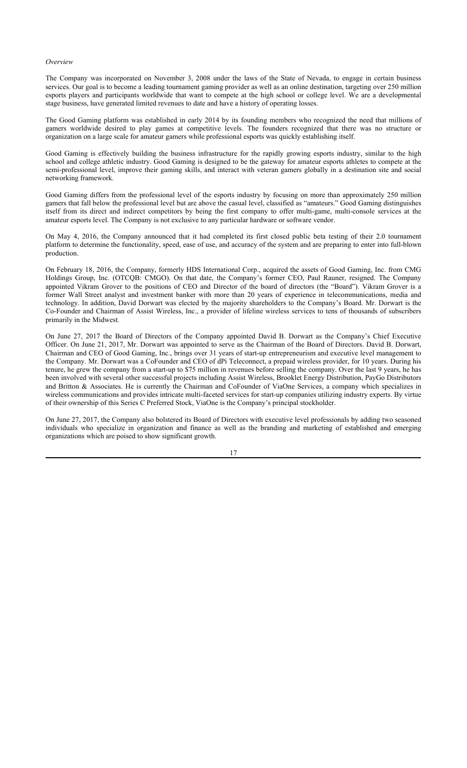*Overview*

The Company was incorporated on November 3, 2008 under the laws of the State of Nevada, to engage in certain business services. Our goal is to become a leading tournament gaming provider as well as an online destination, targeting over 250 million esports players and participants worldwide that want to compete at the high school or college level. We are a developmental stage business, have generated limited revenues to date and have a history of operating losses.

The Good Gaming platform was established in early 2014 by its founding members who recognized the need that millions of gamers worldwide desired to play games at competitive levels. The founders recognized that there was no structure or organization on a large scale for amateur gamers while professional esports was quickly establishing itself.

Good Gaming is effectively building the business infrastructure for the rapidly growing esports industry, similar to the high school and college athletic industry. Good Gaming is designed to be the gateway for amateur esports athletes to compete at the semi-professional level, improve their gaming skills, and interact with veteran gamers globally in a destination site and social networking framework.

Good Gaming differs from the professional level of the esports industry by focusing on more than approximately 250 million gamers that fall below the professional level but are above the casual level, classified as "amateurs." Good Gaming distinguishes itself from its direct and indirect competitors by being the first company to offer multi-game, multi-console services at the amateur esports level. The Company is not exclusive to any particular hardware or software vendor.

On May 4, 2016, the Company announced that it had completed its first closed public beta testing of their 2.0 tournament platform to determine the functionality, speed, ease of use, and accuracy of the system and are preparing to enter into full-blown production.

On February 18, 2016, the Company, formerly HDS International Corp., acquired the assets of Good Gaming, Inc. from CMG Holdings Group, Inc. (OTCQB: CMGO). On that date, the Company's former CEO, Paul Rauner, resigned. The Company appointed Vikram Grover to the positions of CEO and Director of the board of directors (the "Board"). Vikram Grover is a former Wall Street analyst and investment banker with more than 20 years of experience in telecommunications, media and technology. In addition, David Dorwart was elected by the majority shareholders to the Company's Board. Mr. Dorwart is the Co-Founder and Chairman of Assist Wireless, Inc., a provider of lifeline wireless services to tens of thousands of subscribers primarily in the Midwest.

On June 27, 2017 the Board of Directors of the Company appointed David B. Dorwart as the Company's Chief Executive Officer. On June 21, 2017, Mr. Dorwart was appointed to serve as the Chairman of the Board of Directors. David B. Dorwart, Chairman and CEO of Good Gaming, Inc., brings over 31 years of start-up entrepreneurism and executive level management to the Company. Mr. Dorwart was a CoFounder and CEO of dPi Teleconnect, a prepaid wireless provider, for 10 years. During his tenure, he grew the company from a start-up to $75 million in revenues before selling the company. Over the last 9 years, he has been involved with several other successful projects including Assist Wireless, Brooklet Energy Distribution, PayGo Distributors and Britton & Associates. He is currently the Chairman and CoFounder of ViaOne Services, a company which specializes in wireless communications and provides intricate multi-faceted services for start-up companies utilizing industry experts. By virtue of their ownership of this Series C Preferred Stock, ViaOne is the Company's principal stockholder.

On June 27, 2017, the Company also bolstered its Board of Directors with executive level professionals by adding two seasoned individuals who specialize in organization and finance as well as the branding and marketing of established and emerging organizations which are poised to show significant growth.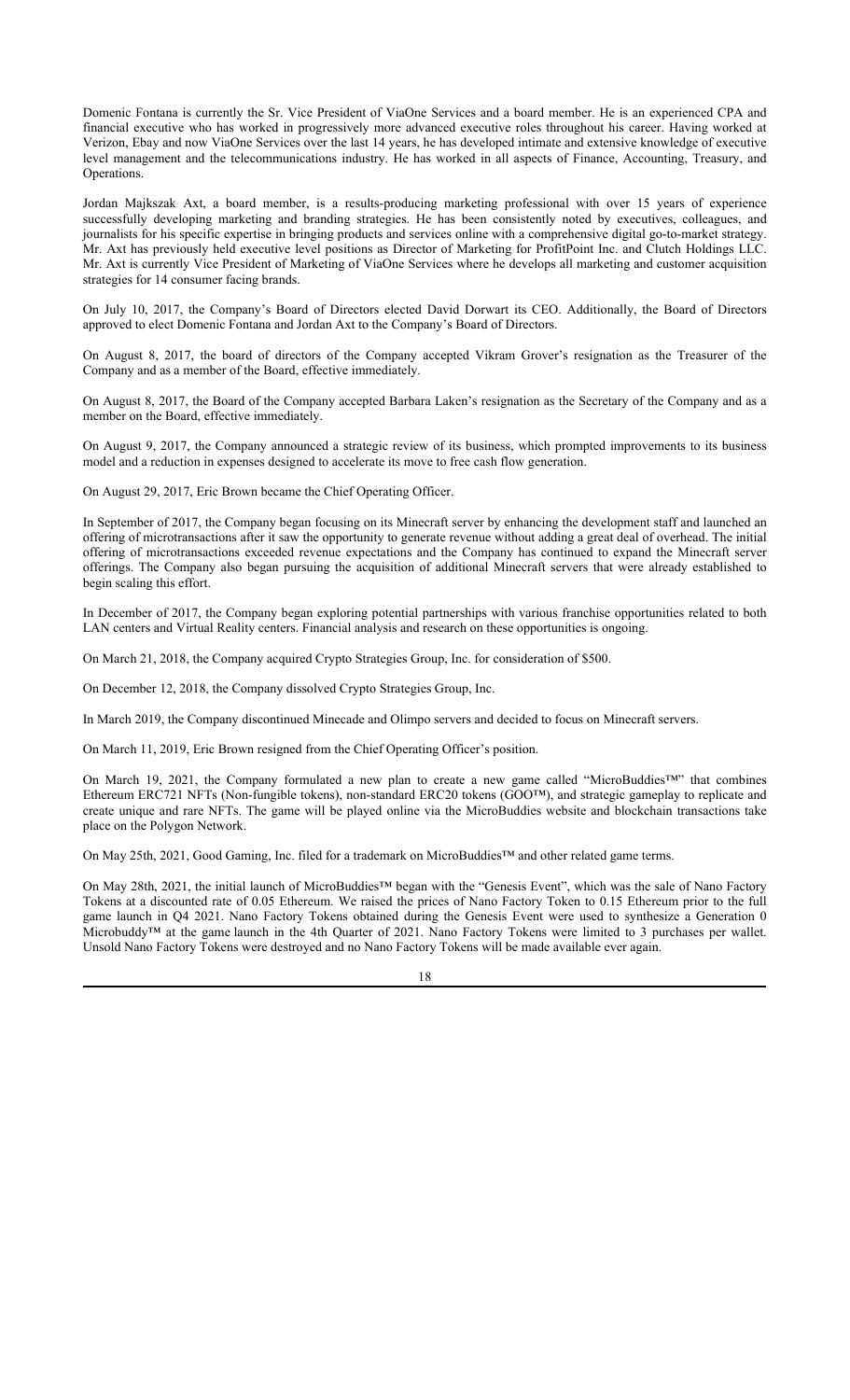Domenic Fontana is currently the Sr. Vice President of ViaOne Services and a board member. He is an experienced CPA and financial executive who has worked in progressively more advanced executive roles throughout his career. Having worked at Verizon, Ebay and now ViaOne Services over the last 14 years, he has developed intimate and extensive knowledge of executive level management and the telecommunications industry. He has worked in all aspects of Finance, Accounting, Treasury, and Operations.

Jordan Majkszak Axt, a board member, is a results-producing marketing professional with over 15 years of experience successfully developing marketing and branding strategies. He has been consistently noted by executives, colleagues, and journalists for his specific expertise in bringing products and services online with a comprehensive digital go-to-market strategy. Mr. Axt has previously held executive level positions as Director of Marketing for ProfitPoint Inc. and Clutch Holdings LLC. Mr. Axt is currently Vice President of Marketing of ViaOne Services where he develops all marketing and customer acquisition strategies for 14 consumer facing brands.

On July 10, 2017, the Company's Board of Directors elected David Dorwart its CEO. Additionally, the Board of Directors approved to elect Domenic Fontana and Jordan Axt to the Company's Board of Directors.

On August 8, 2017, the board of directors of the Company accepted Vikram Grover's resignation as the Treasurer of the Company and as a member of the Board, effective immediately.

On August 8, 2017, the Board of the Company accepted Barbara Laken's resignation as the Secretary of the Company and as a member on the Board, effective immediately.

On August 9, 2017, the Company announced a strategic review of its business, which prompted improvements to its business model and a reduction in expenses designed to accelerate its move to free cash flow generation.

On August 29, 2017, Eric Brown became the Chief Operating Officer.

In September of 2017, the Company began focusing on its Minecraft server by enhancing the development staff and launched an offering of microtransactions after it saw the opportunity to generate revenue without adding a great deal of overhead. The initial offering of microtransactions exceeded revenue expectations and the Company has continued to expand the Minecraft server offerings. The Company also began pursuing the acquisition of additional Minecraft servers that were already established to begin scaling this effort.

In December of 2017, the Company began exploring potential partnerships with various franchise opportunities related to both LAN centers and Virtual Reality centers. Financial analysis and research on these opportunities is ongoing.

On March 21, 2018, the Company acquired Crypto Strategies Group, Inc. for consideration of $500.

On December 12, 2018, the Company dissolved Crypto Strategies Group, Inc.

In March 2019, the Company discontinued Minecade and Olimpo servers and decided to focus on Minecraft servers.

On March 11, 2019, Eric Brown resigned from the Chief Operating Officer's position.

On March 19, 2021, the Company formulated a new plan to create a new game called "MicroBuddies™" that combines Ethereum ERC721 NFTs (Non-fungible tokens), non-standard ERC20 tokens (GOO™), and strategic gameplay to replicate and create unique and rare NFTs. The game will be played online via the MicroBuddies website and blockchain transactions take place on the Polygon Network.

On May 25th, 2021, Good Gaming, Inc. filed for a trademark on MicroBuddies™ and other related game terms.

On May 28th, 2021, the initial launch of MicroBuddies™ began with the "Genesis Event", which was the sale of Nano Factory Tokens at a discounted rate of 0.05 Ethereum. We raised the prices of Nano Factory Token to 0.15 Ethereum prior to the full game launch in Q4 2021. Nano Factory Tokens obtained during the Genesis Event were used to synthesize a Generation 0 Microbuddy™ at the game launch in the 4th Quarter of 2021. Nano Factory Tokens were limited to 3 purchases per wallet. Unsold Nano Factory Tokens were destroyed and no Nano Factory Tokens will be made available ever again.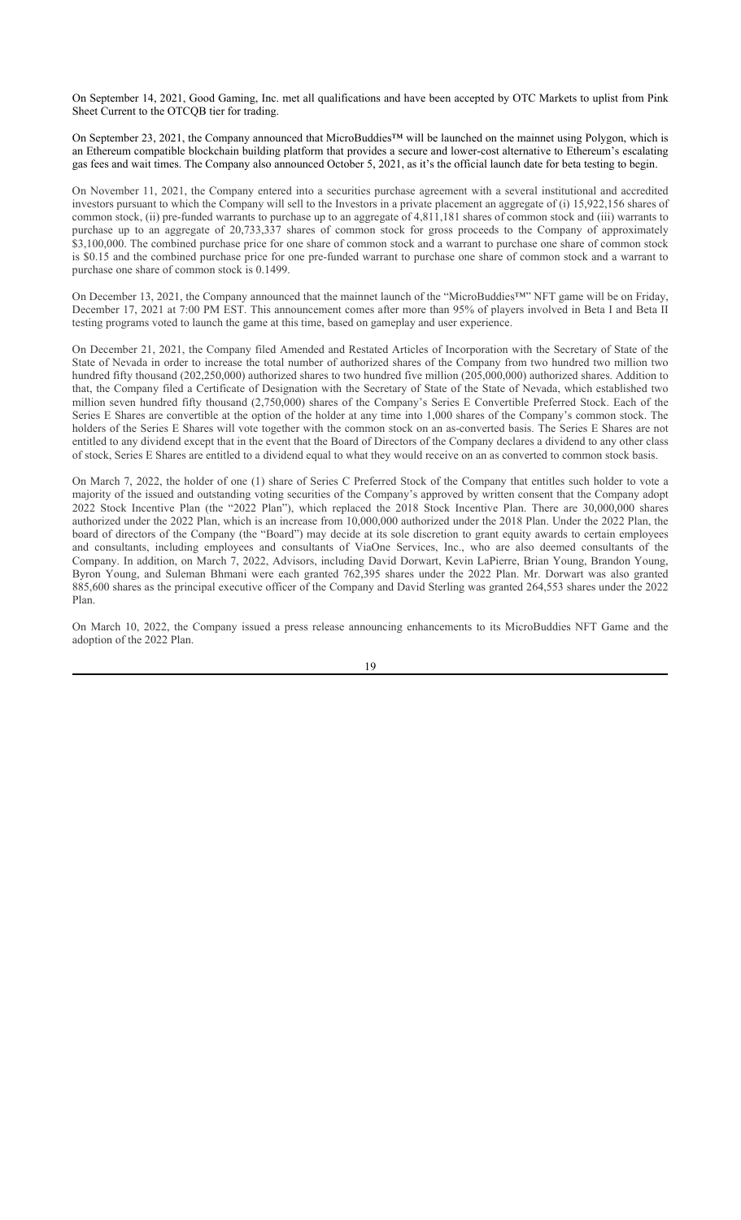On September 14, 2021, Good Gaming, Inc. met all qualifications and have been accepted by OTC Markets to uplist from Pink Sheet Current to the OTCQB tier for trading.

On September 23, 2021, the Company announced that MicroBuddies™ will be launched on the mainnet using Polygon, which is an Ethereum compatible blockchain building platform that provides a secure and lower-cost alternative to Ethereum's escalating gas fees and wait times. The Company also announced October 5, 2021, as it's the official launch date for beta testing to begin.

On November 11, 2021, the Company entered into a securities purchase agreement with a several institutional and accredited investors pursuant to which the Company will sell to the Investors in a private placement an aggregate of (i) 15,922,156 shares of common stock, (ii) pre-funded warrants to purchase up to an aggregate of 4,811,181 shares of common stock and (iii) warrants to purchase up to an aggregate of 20,733,337 shares of common stock for gross proceeds to the Company of approximately $3,100,000. The combined purchase price for one share of common stock and a warrant to purchase one share of common stock is $0.15 and the combined purchase price for one pre-funded warrant to purchase one share of common stock and a warrant to purchase one share of common stock is 0.1499.

On December 13, 2021, the Company announced that the mainnet launch of the "MicroBuddies™" NFT game will be on Friday, December 17, 2021 at 7:00 PM EST. This announcement comes after more than 95% of players involved in Beta I and Beta II testing programs voted to launch the game at this time, based on gameplay and user experience.

On December 21, 2021, the Company filed Amended and Restated Articles of Incorporation with the Secretary of State of the State of Nevada in order to increase the total number of authorized shares of the Company from two hundred two million two hundred fifty thousand (202,250,000) authorized shares to two hundred five million (205,000,000) authorized shares. Addition to that, the Company filed a Certificate of Designation with the Secretary of State of the State of Nevada, which established two million seven hundred fifty thousand (2,750,000) shares of the Company's Series E Convertible Preferred Stock. Each of the Series E Shares are convertible at the option of the holder at any time into 1,000 shares of the Company's common stock. The holders of the Series E Shares will vote together with the common stock on an as-converted basis. The Series E Shares are not entitled to any dividend except that in the event that the Board of Directors of the Company declares a dividend to any other class of stock, Series E Shares are entitled to a dividend equal to what they would receive on an as converted to common stock basis.

On March 7, 2022, the holder of one (1) share of Series C Preferred Stock of the Company that entitles such holder to vote a majority of the issued and outstanding voting securities of the Company's approved by written consent that the Company adopt 2022 Stock Incentive Plan (the "2022 Plan"), which replaced the 2018 Stock Incentive Plan. There are 30,000,000 shares authorized under the 2022 Plan, which is an increase from 10,000,000 authorized under the 2018 Plan. Under the 2022 Plan, the board of directors of the Company (the "Board") may decide at its sole discretion to grant equity awards to certain employees and consultants, including employees and consultants of ViaOne Services, Inc., who are also deemed consultants of the Company. In addition, on March 7, 2022, Advisors, including David Dorwart, Kevin LaPierre, Brian Young, Brandon Young, Byron Young, and Suleman Bhmani were each granted 762,395 shares under the 2022 Plan. Mr. Dorwart was also granted 885,600 shares as the principal executive officer of the Company and David Sterling was granted 264,553 shares under the 2022 Plan.

On March 10, 2022, the Company issued a press release announcing enhancements to its MicroBuddies NFT Game and the adoption of the 2022 Plan.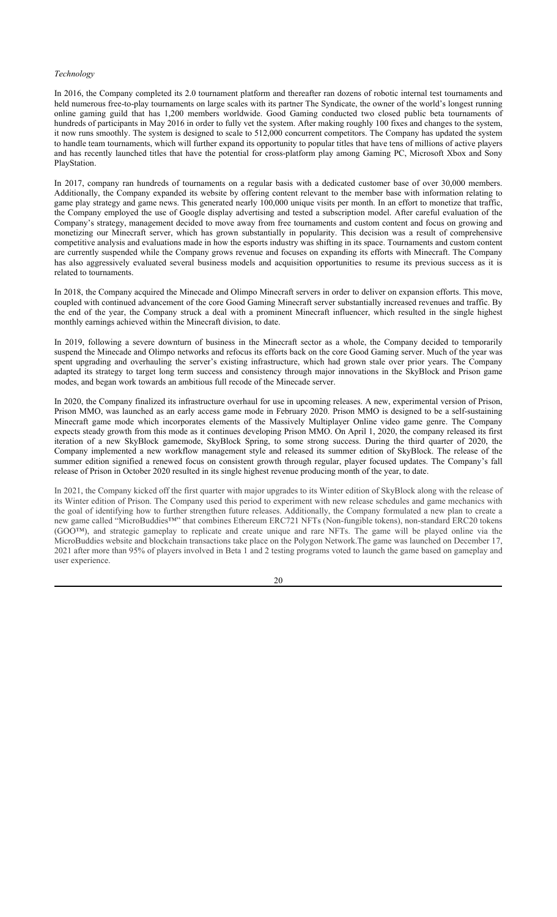*Technology*

In 2016, the Company completed its 2.0 tournament platform and thereafter ran dozens of robotic internal test tournaments and held numerous free-to-play tournaments on large scales with its partner The Syndicate, the owner of the world's longest running online gaming guild that has 1,200 members worldwide. Good Gaming conducted two closed public beta tournaments of hundreds of participants in May 2016 in order to fully vet the system. After making roughly 100 fixes and changes to the system, it now runs smoothly. The system is designed to scale to 512,000 concurrent competitors. The Company has updated the system to handle team tournaments, which will further expand its opportunity to popular titles that have tens of millions of active players and has recently launched titles that have the potential for cross-platform play among Gaming PC, Microsoft Xbox and Sony PlayStation.

In 2017, company ran hundreds of tournaments on a regular basis with a dedicated customer base of over 30,000 members. Additionally, the Company expanded its website by offering content relevant to the member base with information relating to game play strategy and game news. This generated nearly 100,000 unique visits per month. In an effort to monetize that traffic, the Company employed the use of Google display advertising and tested a subscription model. After careful evaluation of the Company's strategy, management decided to move away from free tournaments and custom content and focus on growing and monetizing our Minecraft server, which has grown substantially in popularity. This decision was a result of comprehensive competitive analysis and evaluations made in how the esports industry was shifting in its space. Tournaments and custom content are currently suspended while the Company grows revenue and focuses on expanding its efforts with Minecraft. The Company has also aggressively evaluated several business models and acquisition opportunities to resume its previous success as it is related to tournaments.

In 2018, the Company acquired the Minecade and Olimpo Minecraft servers in order to deliver on expansion efforts. This move, coupled with continued advancement of the core Good Gaming Minecraft server substantially increased revenues and traffic. By the end of the year, the Company struck a deal with a prominent Minecraft influencer, which resulted in the single highest monthly earnings achieved within the Minecraft division, to date.

In 2019, following a severe downturn of business in the Minecraft sector as a whole, the Company decided to temporarily suspend the Minecade and Olimpo networks and refocus its efforts back on the core Good Gaming server. Much of the year was spent upgrading and overhauling the server's existing infrastructure, which had grown stale over prior years. The Company adapted its strategy to target long term success and consistency through major innovations in the SkyBlock and Prison game modes, and began work towards an ambitious full recode of the Minecade server.

In 2020, the Company finalized its infrastructure overhaul for use in upcoming releases. A new, experimental version of Prison, Prison MMO, was launched as an early access game mode in February 2020. Prison MMO is designed to be a self-sustaining Minecraft game mode which incorporates elements of the Massively Multiplayer Online video game genre. The Company expects steady growth from this mode as it continues developing Prison MMO. On April 1, 2020, the company released its first iteration of a new SkyBlock gamemode, SkyBlock Spring, to some strong success. During the third quarter of 2020, the Company implemented a new workflow management style and released its summer edition of SkyBlock. The release of the summer edition signified a renewed focus on consistent growth through regular, player focused updates. The Company's fall release of Prison in October 2020 resulted in its single highest revenue producing month of the year, to date.

In 2021, the Company kicked off the first quarter with major upgrades to its Winter edition of SkyBlock along with the release of its Winter edition of Prison. The Company used this period to experiment with new release schedules and game mechanics with the goal of identifying how to further strengthen future releases. Additionally, the Company formulated a new plan to create a new game called "MicroBuddies™" that combines Ethereum ERC721 NFTs (Non-fungible tokens), non-standard ERC20 tokens (GOO™), and strategic gameplay to replicate and create unique and rare NFTs. The game will be played online via the MicroBuddies website and blockchain transactions take place on the Polygon Network.The game was launched on December 17, 2021 after more than 95% of players involved in Beta 1 and 2 testing programs voted to launch the game based on gameplay and user experience.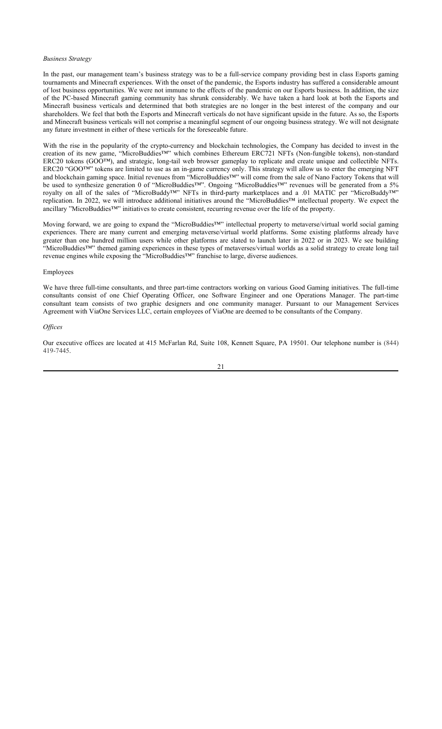*Business Strategy*

In the past, our management team's business strategy was to be a full-service company providing best in class Esports gaming tournaments and Minecraft experiences. With the onset of the pandemic, the Esports industry has suffered a considerable amount of lost business opportunities. We were not immune to the effects of the pandemic on our Esports business. In addition, the size of the PC-based Minecraft gaming community has shrunk considerably. We have taken a hard look at both the Esports and Minecraft business verticals and determined that both strategies are no longer in the best interest of the company and our shareholders. We feel that both the Esports and Minecraft verticals do not have significant upside in the future. As so, the Esports and Minecraft business verticals will not comprise a meaningful segment of our ongoing business strategy. We will not designate any future investment in either of these verticals for the foreseeable future.

With the rise in the popularity of the crypto-currency and blockchain technologies, the Company has decided to invest in the creation of its new game, "MicroBuddies™" which combines Ethereum ERC721 NFTs (Non-fungible tokens), non-standard ERC20 tokens (GOO™), and strategic, long-tail web browser gameplay to replicate and create unique and collectible NFTs. ERC20 "GOO™" tokens are limited to use as an in-game currency only. This strategy will allow us to enter the emerging NFT and blockchain gaming space. Initial revenues from "MicroBuddies™" will come from the sale of Nano Factory Tokens that will be used to synthesize generation 0 of "MicroBuddies™". Ongoing "MicroBuddies™" revenues will be generated from a 5% royalty on all of the sales of "MicroBuddy™" NFTs in third-party marketplaces and a .01 MATIC per "MicroBuddy™" replication. In 2022, we will introduce additional initiatives around the "MicroBuddies™ intellectual property. We expect the ancillary "MicroBuddies™" initiatives to create consistent, recurring revenue over the life of the property.

Moving forward, we are going to expand the "MicroBuddies™" intellectual property to metaverse/virtual world social gaming experiences. There are many current and emerging metaverse/virtual world platforms. Some existing platforms already have greater than one hundred million users while other platforms are slated to launch later in 2022 or in 2023. We see building "MicroBuddies™" themed gaming experiences in these types of metaverses/virtual worlds as a solid strategy to create long tail revenue engines while exposing the "MicroBuddies™" franchise to large, diverse audiences.

Employees

We have three full-time consultants, and three part-time contractors working on various Good Gaming initiatives. The full-time consultants consist of one Chief Operating Officer, one Software Engineer and one Operations Manager. The part-time consultant team consists of two graphic designers and one community manager. Pursuant to our Management Services Agreement with ViaOne Services LLC, certain employees of ViaOne are deemed to be consultants of the Company.

*Offices*

Our executive offices are located at 415 McFarlan Rd, Suite 108, Kennett Square, PA 19501. Our telephone number is (844) 419-7445.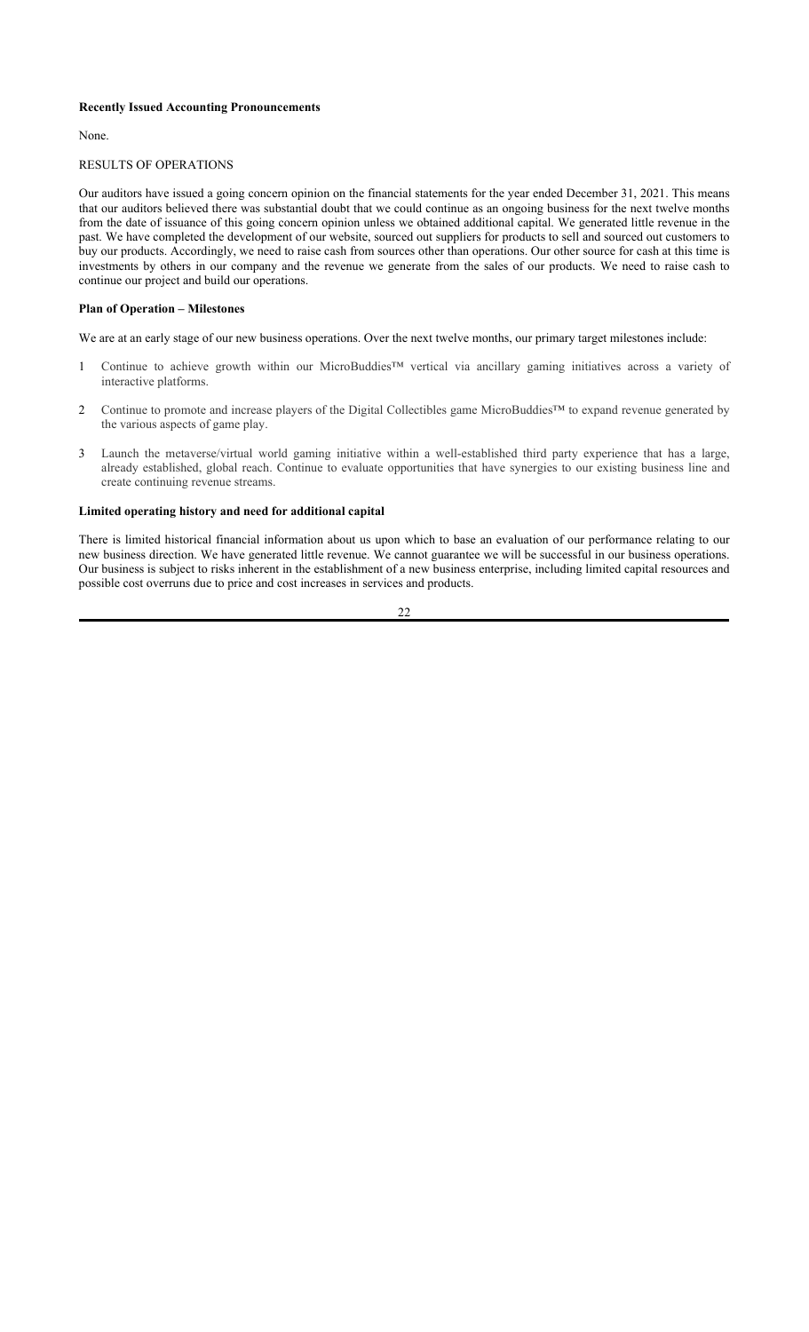**Recently Issued Accounting Pronouncements**

None.

RESULTS OF OPERATIONS

Our auditors have issued a going concern opinion on the financial statements for the year ended December 31, 2021. This means that our auditors believed there was substantial doubt that we could continue as an ongoing business for the next twelve months from the date of issuance of this going concern opinion unless we obtained additional capital. We generated little revenue in the past. We have completed the development of our website, sourced out suppliers for products to sell and sourced out customers to buy our products. Accordingly, we need to raise cash from sources other than operations. Our other source for cash at this time is investments by others in our company and the revenue we generate from the sales of our products. We need to raise cash to continue our project and build our operations.

**Plan of Operation – Milestones**

We are at an early stage of our new business operations. Over the next twelve months, our primary target milestones include:

1. Continue to achieve growth within our MicroBuddies™ vertical via ancillary gaming initiatives across a variety of interactive platforms.
2. Continue to promote and increase players of the Digital Collectibles game MicroBuddies™ to expand revenue generated by the various aspects of game play.
3. Launch the metaverse/virtual world gaming initiative within a well-established third party experience that has a large, already established, global reach. Continue to evaluate opportunities that have synergies to our existing business line and create continuing revenue streams.

**Limited operating history and need for additional capital**

There is limited historical financial information about us upon which to base an evaluation of our performance relating to our new business direction. We have generated little revenue. We cannot guarantee we will be successful in our business operations. Our business is subject to risks inherent in the establishment of a new business enterprise, including limited capital resources and possible cost overruns due to price and cost increases in services and products.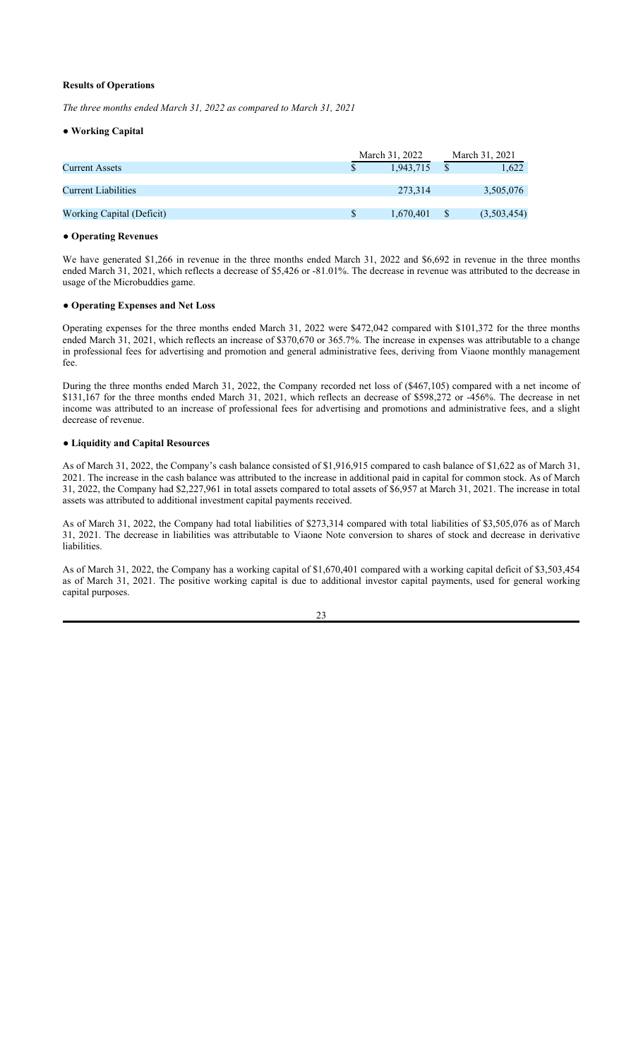**Results of Operations**

*The three months ended March 31, 2022 as compared to March 31, 2021*

**● Working Capital**

| | March 31, 2022 | March 31, 2021 |
|---|---|---|
| Current Assets | $ 1,943,715 | $ 1,622 |
| Current Liabilities | 273,314 | 3,505,076 |
| Working Capital (Deficit) | $ 1,670,401 | $ (3,503,454) |

**● Operating Revenues**

We have generated $1,266 in revenue in the three months ended March 31, 2022 and $6,692 in revenue in the three months ended March 31, 2021, which reflects a decrease of $5,426 or -81.01%. The decrease in revenue was attributed to the decrease in usage of the Microbuddies game.

**● Operating Expenses and Net Loss**

Operating expenses for the three months ended March 31, 2022 were $472,042 compared with $101,372 for the three months ended March 31, 2021, which reflects an increase of $370,670 or 365.7%. The increase in expenses was attributable to a change in professional fees for advertising and promotion and general administrative fees, deriving from Viaone monthly management fee.

During the three months ended March 31, 2022, the Company recorded net loss of ($467,105) compared with a net income of $131,167 for the three months ended March 31, 2021, which reflects an decrease of $598,272 or -456%. The decrease in net income was attributed to an increase of professional fees for advertising and promotions and administrative fees, and a slight decrease of revenue.

**● Liquidity and Capital Resources**

As of March 31, 2022, the Company's cash balance consisted of $1,916,915 compared to cash balance of $1,622 as of March 31, 2021. The increase in the cash balance was attributed to the increase in additional paid in capital for common stock. As of March 31, 2022, the Company had $2,227,961 in total assets compared to total assets of $6,957 at March 31, 2021. The increase in total assets was attributed to additional investment capital payments received.

As of March 31, 2022, the Company had total liabilities of $273,314 compared with total liabilities of $3,505,076 as of March 31, 2021. The decrease in liabilities was attributable to Viaone Note conversion to shares of stock and decrease in derivative liabilities.

As of March 31, 2022, the Company has a working capital of $1,670,401 compared with a working capital deficit of $3,503,454 as of March 31, 2021. The positive working capital is due to additional investor capital payments, used for general working capital purposes.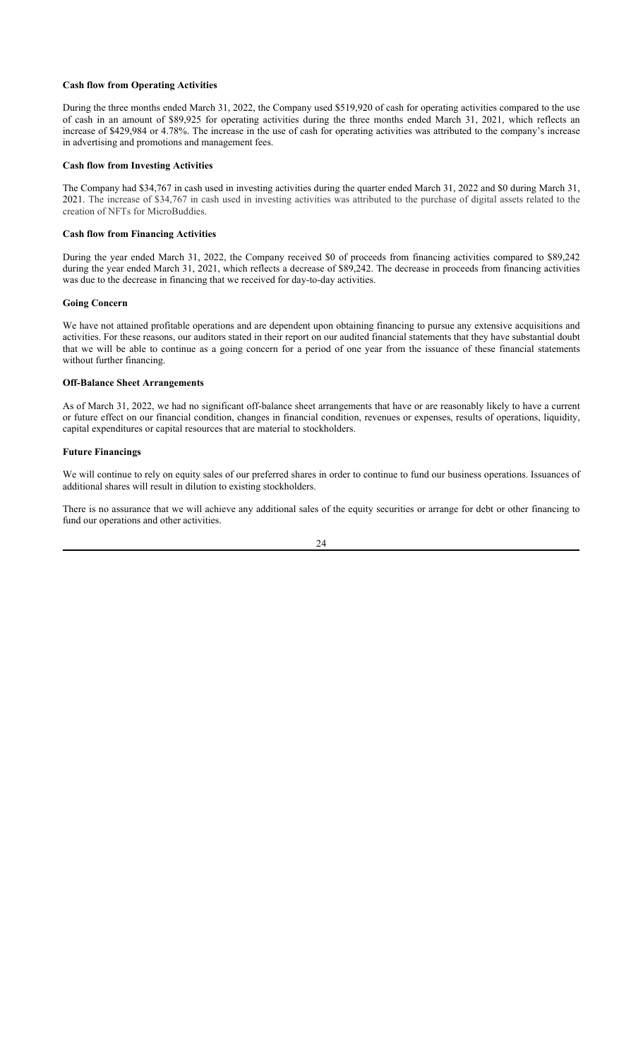**Cash flow from Operating Activities**

During the three months ended March 31, 2022, the Company used $519,920 of cash for operating activities compared to the use of cash in an amount of $89,925 for operating activities during the three months ended March 31, 2021, which reflects an increase of $429,984 or 4.78%. The increase in the use of cash for operating activities was attributed to the company's increase in advertising and promotions and management fees.

**Cash flow from Investing Activities**

The Company had $34,767 in cash used in investing activities during the quarter ended March 31, 2022 and $0 during March 31, 2021. The increase of $34,767 in cash used in investing activities was attributed to the purchase of digital assets related to the creation of NFTs for MicroBuddies.

**Cash flow from Financing Activities**

During the year ended March 31, 2022, the Company received $0 of proceeds from financing activities compared to $89,242 during the year ended March 31, 2021, which reflects a decrease of $89,242. The decrease in proceeds from financing activities was due to the decrease in financing that we received for day-to-day activities.

**Going Concern**

We have not attained profitable operations and are dependent upon obtaining financing to pursue any extensive acquisitions and activities. For these reasons, our auditors stated in their report on our audited financial statements that they have substantial doubt that we will be able to continue as a going concern for a period of one year from the issuance of these financial statements without further financing.

**Off-Balance Sheet Arrangements**

As of March 31, 2022, we had no significant off-balance sheet arrangements that have or are reasonably likely to have a current or future effect on our financial condition, changes in financial condition, revenues or expenses, results of operations, liquidity, capital expenditures or capital resources that are material to stockholders.

**Future Financings**

We will continue to rely on equity sales of our preferred shares in order to continue to fund our business operations. Issuances of additional shares will result in dilution to existing stockholders.

There is no assurance that we will achieve any additional sales of the equity securities or arrange for debt or other financing to fund our operations and other activities.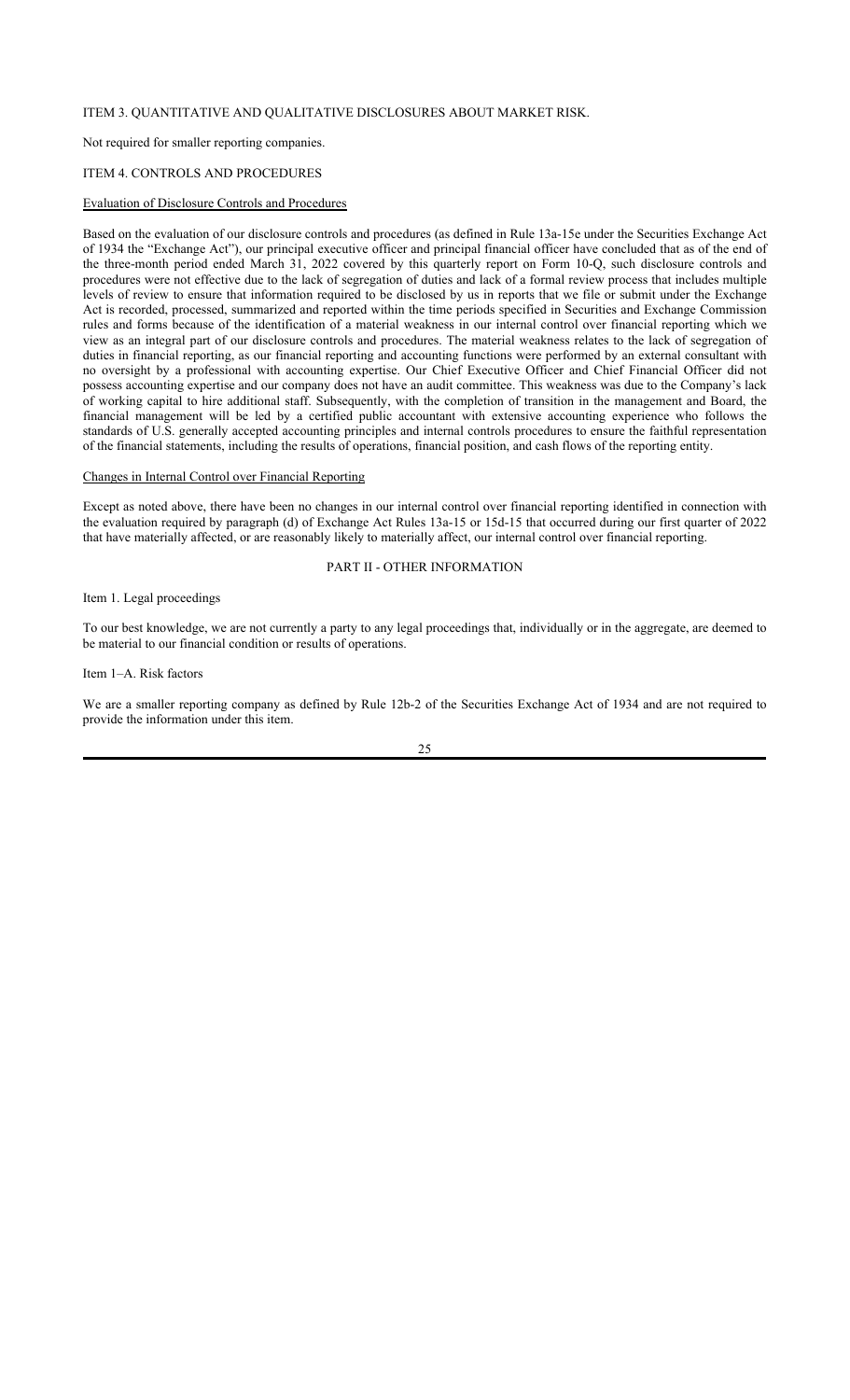## ITEM 3. QUANTITATIVE AND QUALITATIVE DISCLOSURES ABOUT MARKET RISK.

Not required for smaller reporting companies.

## ITEM 4. CONTROLS AND PROCEDURES

### Evaluation of Disclosure Controls and Procedures

Based on the evaluation of our disclosure controls and procedures (as defined in Rule 13a-15e under the Securities Exchange Act of 1934 the "Exchange Act"), our principal executive officer and principal financial officer have concluded that as of the end of the three-month period ended March 31, 2022 covered by this quarterly report on Form 10-Q, such disclosure controls and procedures were not effective due to the lack of segregation of duties and lack of a formal review process that includes multiple levels of review to ensure that information required to be disclosed by us in reports that we file or submit under the Exchange Act is recorded, processed, summarized and reported within the time periods specified in Securities and Exchange Commission rules and forms because of the identification of a material weakness in our internal control over financial reporting which we view as an integral part of our disclosure controls and procedures. The material weakness relates to the lack of segregation of duties in financial reporting, as our financial reporting and accounting functions were performed by an external consultant with no oversight by a professional with accounting expertise. Our Chief Executive Officer and Chief Financial Officer did not possess accounting expertise and our company does not have an audit committee. This weakness was due to the Company's lack of working capital to hire additional staff. Subsequently, with the completion of transition in the management and Board, the financial management will be led by a certified public accountant with extensive accounting experience who follows the standards of U.S. generally accepted accounting principles and internal controls procedures to ensure the faithful representation of the financial statements, including the results of operations, financial position, and cash flows of the reporting entity.

### Changes in Internal Control over Financial Reporting

Except as noted above, there have been no changes in our internal control over financial reporting identified in connection with the evaluation required by paragraph (d) of Exchange Act Rules 13a-15 or 15d-15 that occurred during our first quarter of 2022 that have materially affected, or are reasonably likely to materially affect, our internal control over financial reporting.

# PART II - OTHER INFORMATION

## Item 1. Legal proceedings

To our best knowledge, we are not currently a party to any legal proceedings that, individually or in the aggregate, are deemed to be material to our financial condition or results of operations.

## Item 1–A. Risk factors

We are a smaller reporting company as defined by Rule 12b-2 of the Securities Exchange Act of 1934 and are not required to provide the information under this item.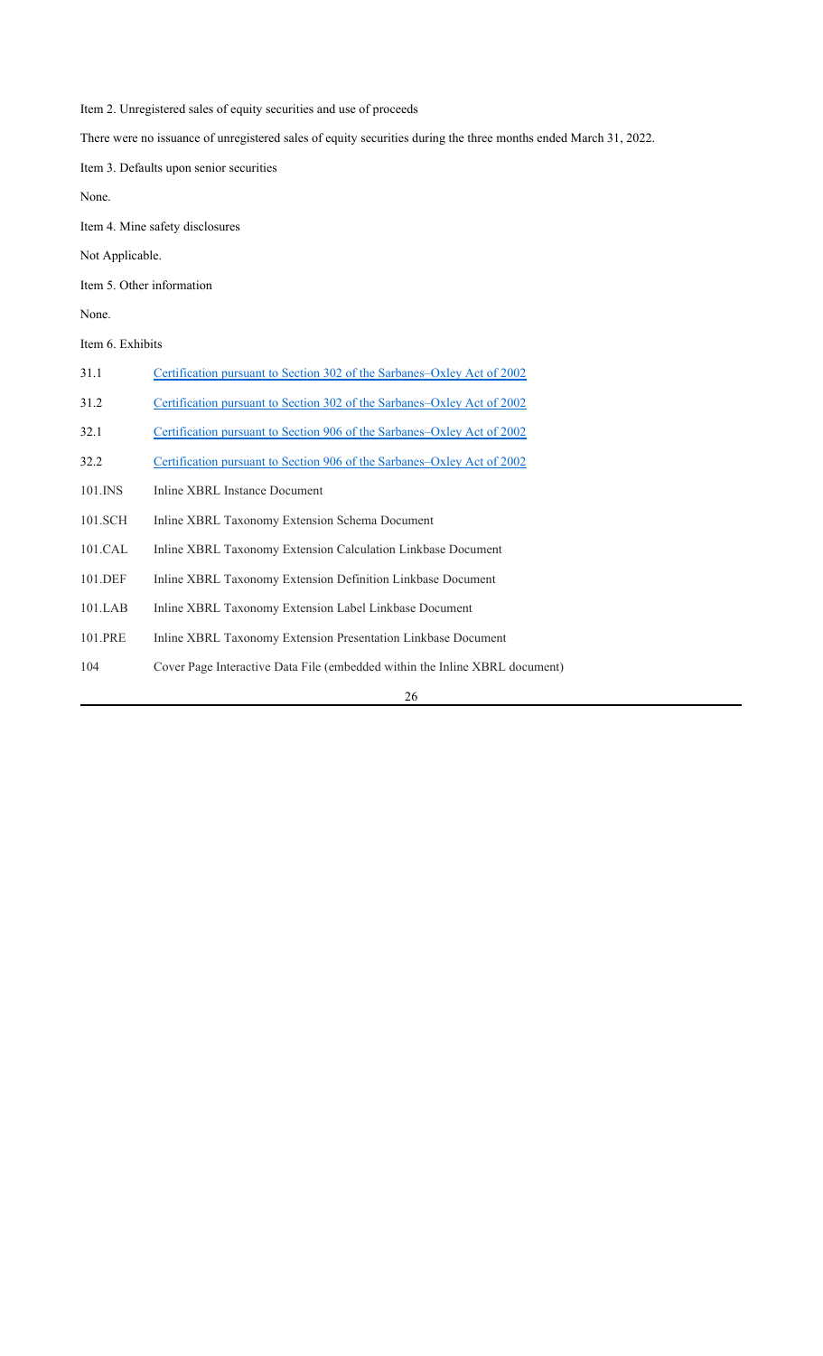Item 2. Unregistered sales of equity securities and use of proceeds

There were no issuance of unregistered sales of equity securities during the three months ended March 31, 2022.

Item 3. Defaults upon senior securities

None.

Item 4. Mine safety disclosures

Not Applicable.

Item 5. Other information

None.

Item 6. Exhibits

| | |
|---|---|
| 31.1 | Certification pursuant to Section 302 of the Sarbanes–Oxley Act of 2002 |
| 31.2 | Certification pursuant to Section 302 of the Sarbanes–Oxley Act of 2002 |
| 32.1 | Certification pursuant to Section 906 of the Sarbanes–Oxley Act of 2002 |
| 32.2 | Certification pursuant to Section 906 of the Sarbanes–Oxley Act of 2002 |
| 101.INS | Inline XBRL Instance Document |
| 101.SCH | Inline XBRL Taxonomy Extension Schema Document |
| 101.CAL | Inline XBRL Taxonomy Extension Calculation Linkbase Document |
| 101.DEF | Inline XBRL Taxonomy Extension Definition Linkbase Document |
| 101.LAB | Inline XBRL Taxonomy Extension Label Linkbase Document |
| 101.PRE | Inline XBRL Taxonomy Extension Presentation Linkbase Document |
| 104 | Cover Page Interactive Data File (embedded within the Inline XBRL document) |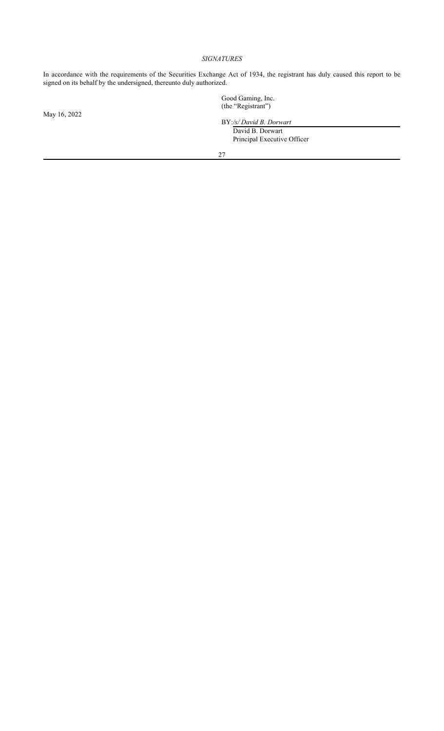*SIGNATURES*

In accordance with the requirements of the Securities Exchange Act of 1934, the registrant has duly caused this report to be signed on its behalf by the undersigned, thereunto duly authorized.

May 16, 2022

Good Gaming, Inc.
(the "Registrant")

BY: */s/ David B. Dorwart*
David B. Dorwart
Principal Executive Officer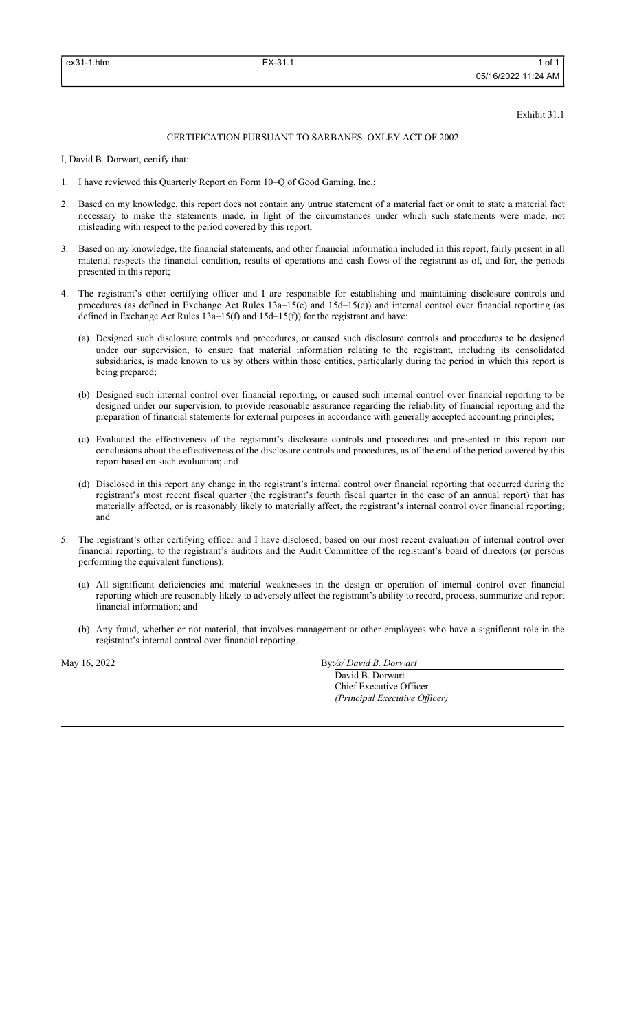Exhibit 31.1

# CERTIFICATION PURSUANT TO SARBANES–OXLEY ACT OF 2002

I, David B. Dorwart, certify that:

1. I have reviewed this Quarterly Report on Form 10–Q of Good Gaming, Inc.;

2. Based on my knowledge, this report does not contain any untrue statement of a material fact or omit to state a material fact necessary to make the statements made, in light of the circumstances under which such statements were made, not misleading with respect to the period covered by this report;

3. Based on my knowledge, the financial statements, and other financial information included in this report, fairly present in all material respects the financial condition, results of operations and cash flows of the registrant as of, and for, the periods presented in this report;

4. The registrant's other certifying officer and I are responsible for establishing and maintaining disclosure controls and procedures (as defined in Exchange Act Rules 13a–15(e) and 15d–15(e)) and internal control over financial reporting (as defined in Exchange Act Rules 13a–15(f) and 15d–15(f)) for the registrant and have:

   (a) Designed such disclosure controls and procedures, or caused such disclosure controls and procedures to be designed under our supervision, to ensure that material information relating to the registrant, including its consolidated subsidiaries, is made known to us by others within those entities, particularly during the period in which this report is being prepared;

   (b) Designed such internal control over financial reporting, or caused such internal control over financial reporting to be designed under our supervision, to provide reasonable assurance regarding the reliability of financial reporting and the preparation of financial statements for external purposes in accordance with generally accepted accounting principles;

   (c) Evaluated the effectiveness of the registrant's disclosure controls and procedures and presented in this report our conclusions about the effectiveness of the disclosure controls and procedures, as of the end of the period covered by this report based on such evaluation; and

   (d) Disclosed in this report any change in the registrant's internal control over financial reporting that occurred during the registrant's most recent fiscal quarter (the registrant's fourth fiscal quarter in the case of an annual report) that has materially affected, or is reasonably likely to materially affect, the registrant's internal control over financial reporting; and

5. The registrant's other certifying officer and I have disclosed, based on our most recent evaluation of internal control over financial reporting, to the registrant's auditors and the Audit Committee of the registrant's board of directors (or persons performing the equivalent functions):

   (a) All significant deficiencies and material weaknesses in the design or operation of internal control over financial reporting which are reasonably likely to adversely affect the registrant's ability to record, process, summarize and report financial information; and

   (b) Any fraud, whether or not material, that involves management or other employees who have a significant role in the registrant's internal control over financial reporting.

May 16, 2022

By: */s/ David B. Dorwart*
David B. Dorwart
Chief Executive Officer
*(Principal Executive Officer)*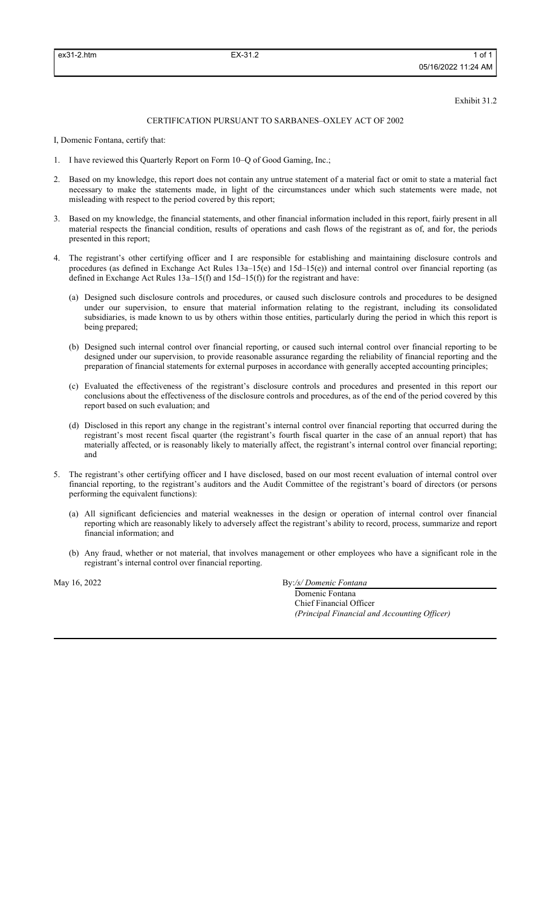Exhibit 31.2

CERTIFICATION PURSUANT TO SARBANES–OXLEY ACT OF 2002

I, Domenic Fontana, certify that:

1. I have reviewed this Quarterly Report on Form 10–Q of Good Gaming, Inc.;

2. Based on my knowledge, this report does not contain any untrue statement of a material fact or omit to state a material fact necessary to make the statements made, in light of the circumstances under which such statements were made, not misleading with respect to the period covered by this report;

3. Based on my knowledge, the financial statements, and other financial information included in this report, fairly present in all material respects the financial condition, results of operations and cash flows of the registrant as of, and for, the periods presented in this report;

4. The registrant's other certifying officer and I are responsible for establishing and maintaining disclosure controls and procedures (as defined in Exchange Act Rules 13a–15(e) and 15d–15(e)) and internal control over financial reporting (as defined in Exchange Act Rules 13a–15(f) and 15d–15(f)) for the registrant and have:

   (a) Designed such disclosure controls and procedures, or caused such disclosure controls and procedures to be designed under our supervision, to ensure that material information relating to the registrant, including its consolidated subsidiaries, is made known to us by others within those entities, particularly during the period in which this report is being prepared;

   (b) Designed such internal control over financial reporting, or caused such internal control over financial reporting to be designed under our supervision, to provide reasonable assurance regarding the reliability of financial reporting and the preparation of financial statements for external purposes in accordance with generally accepted accounting principles;

   (c) Evaluated the effectiveness of the registrant's disclosure controls and procedures and presented in this report our conclusions about the effectiveness of the disclosure controls and procedures, as of the end of the period covered by this report based on such evaluation; and

   (d) Disclosed in this report any change in the registrant's internal control over financial reporting that occurred during the registrant's most recent fiscal quarter (the registrant's fourth fiscal quarter in the case of an annual report) that has materially affected, or is reasonably likely to materially affect, the registrant's internal control over financial reporting; and

5. The registrant's other certifying officer and I have disclosed, based on our most recent evaluation of internal control over financial reporting, to the registrant's auditors and the Audit Committee of the registrant's board of directors (or persons performing the equivalent functions):

   (a) All significant deficiencies and material weaknesses in the design or operation of internal control over financial reporting which are reasonably likely to adversely affect the registrant's ability to record, process, summarize and report financial information; and

   (b) Any fraud, whether or not material, that involves management or other employees who have a significant role in the registrant's internal control over financial reporting.

May 16, 2022

By: */s/ Domenic Fontana*
Domenic Fontana
Chief Financial Officer
*(Principal Financial and Accounting Officer)*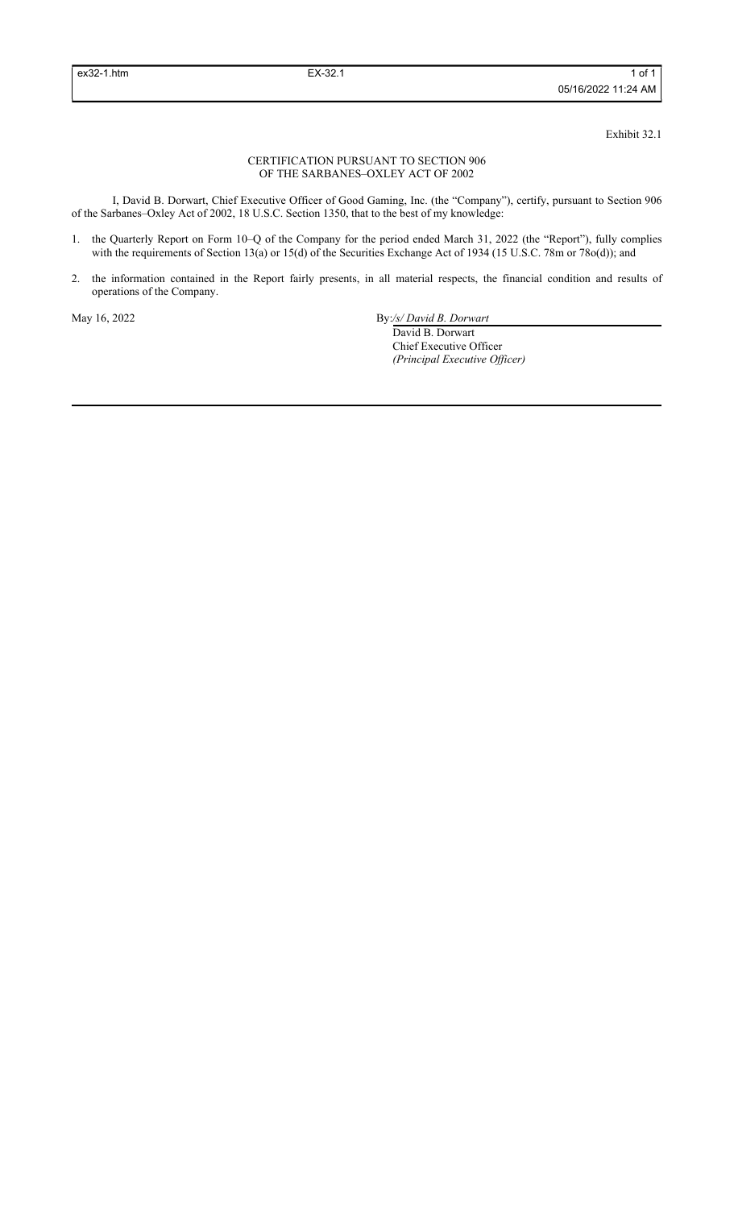Exhibit 32.1

CERTIFICATION PURSUANT TO SECTION 906
OF THE SARBANES–OXLEY ACT OF 2002

I, David B. Dorwart, Chief Executive Officer of Good Gaming, Inc. (the "Company"), certify, pursuant to Section 906 of the Sarbanes–Oxley Act of 2002, 18 U.S.C. Section 1350, that to the best of my knowledge:

1. the Quarterly Report on Form 10–Q of the Company for the period ended March 31, 2022 (the "Report"), fully complies with the requirements of Section 13(a) or 15(d) of the Securities Exchange Act of 1934 (15 U.S.C. 78m or 78o(d)); and

2. the information contained in the Report fairly presents, in all material respects, the financial condition and results of operations of the Company.

May 16, 2022

By: */s/ David B. Dorwart*
David B. Dorwart
Chief Executive Officer
*(Principal Executive Officer)*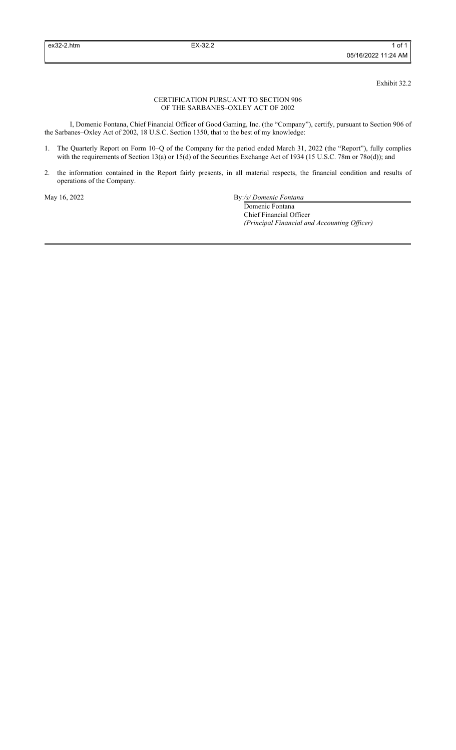Exhibit 32.2

CERTIFICATION PURSUANT TO SECTION 906
OF THE SARBANES–OXLEY ACT OF 2002

I, Domenic Fontana, Chief Financial Officer of Good Gaming, Inc. (the "Company"), certify, pursuant to Section 906 of the Sarbanes–Oxley Act of 2002, 18 U.S.C. Section 1350, that to the best of my knowledge:

1. The Quarterly Report on Form 10–Q of the Company for the period ended March 31, 2022 (the "Report"), fully complies with the requirements of Section 13(a) or 15(d) of the Securities Exchange Act of 1934 (15 U.S.C. 78m or 78o(d)); and

2. the information contained in the Report fairly presents, in all material respects, the financial condition and results of operations of the Company.

May 16, 2022

By: */s/ Domenic Fontana*
Domenic Fontana
Chief Financial Officer
*(Principal Financial and Accounting Officer)*